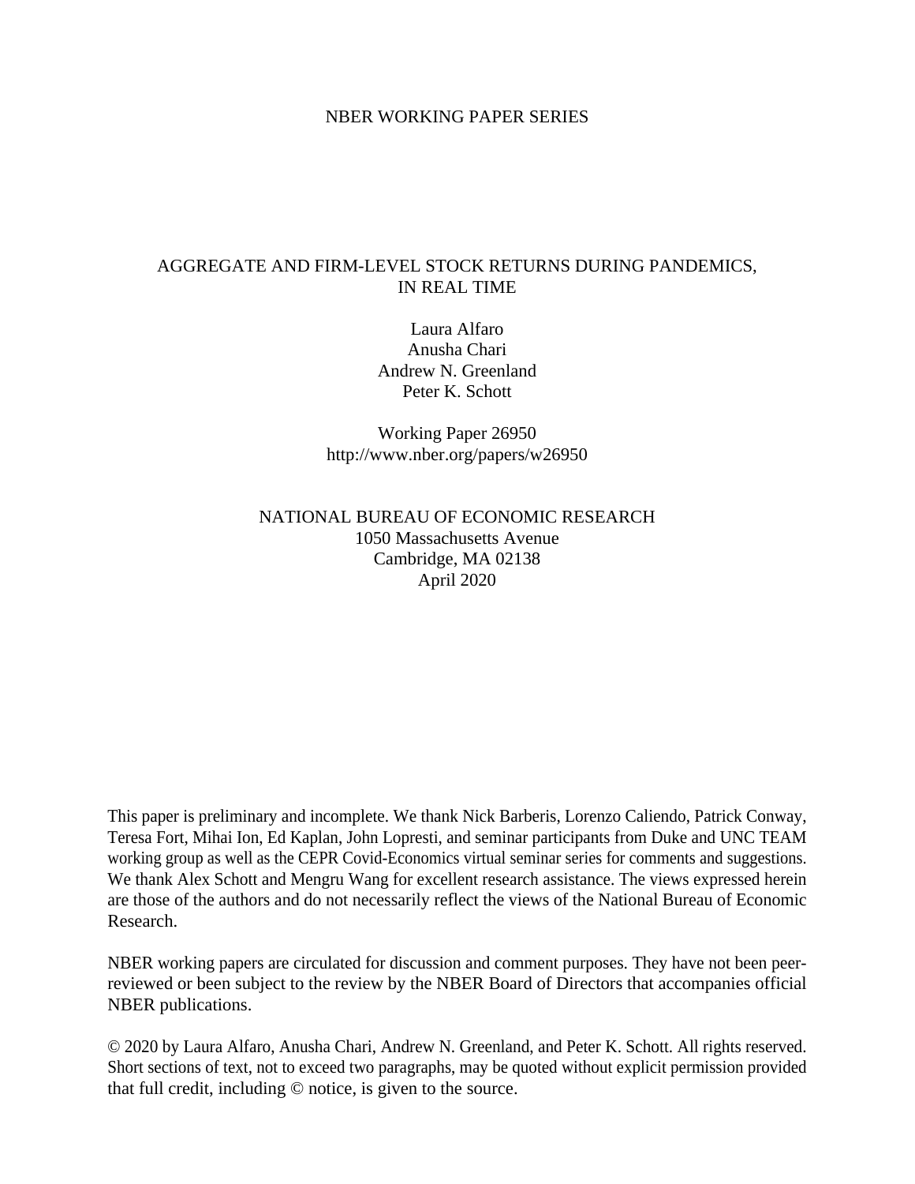NBER WORKING PAPER SERIES

# AGGREGATE AND FIRM-LEVEL STOCK RETURNS DURING PANDEMICS, IN REAL TIME

Laura Alfaro
Anusha Chari
Andrew N. Greenland
Peter K. Schott

Working Paper 26950
http://www.nber.org/papers/w26950

NATIONAL BUREAU OF ECONOMIC RESEARCH
1050 Massachusetts Avenue
Cambridge, MA 02138
April 2020

This paper is preliminary and incomplete. We thank Nick Barberis, Lorenzo Caliendo, Patrick Conway, Teresa Fort, Mihai Ion, Ed Kaplan, John Lopresti, and seminar participants from Duke and UNC TEAM working group as well as the CEPR Covid-Economics virtual seminar series for comments and suggestions. We thank Alex Schott and Mengru Wang for excellent research assistance. The views expressed herein are those of the authors and do not necessarily reflect the views of the National Bureau of Economic Research.

NBER working papers are circulated for discussion and comment purposes. They have not been peer-reviewed or been subject to the review by the NBER Board of Directors that accompanies official NBER publications.

© 2020 by Laura Alfaro, Anusha Chari, Andrew N. Greenland, and Peter K. Schott. All rights reserved. Short sections of text, not to exceed two paragraphs, may be quoted without explicit permission provided that full credit, including © notice, is given to the source.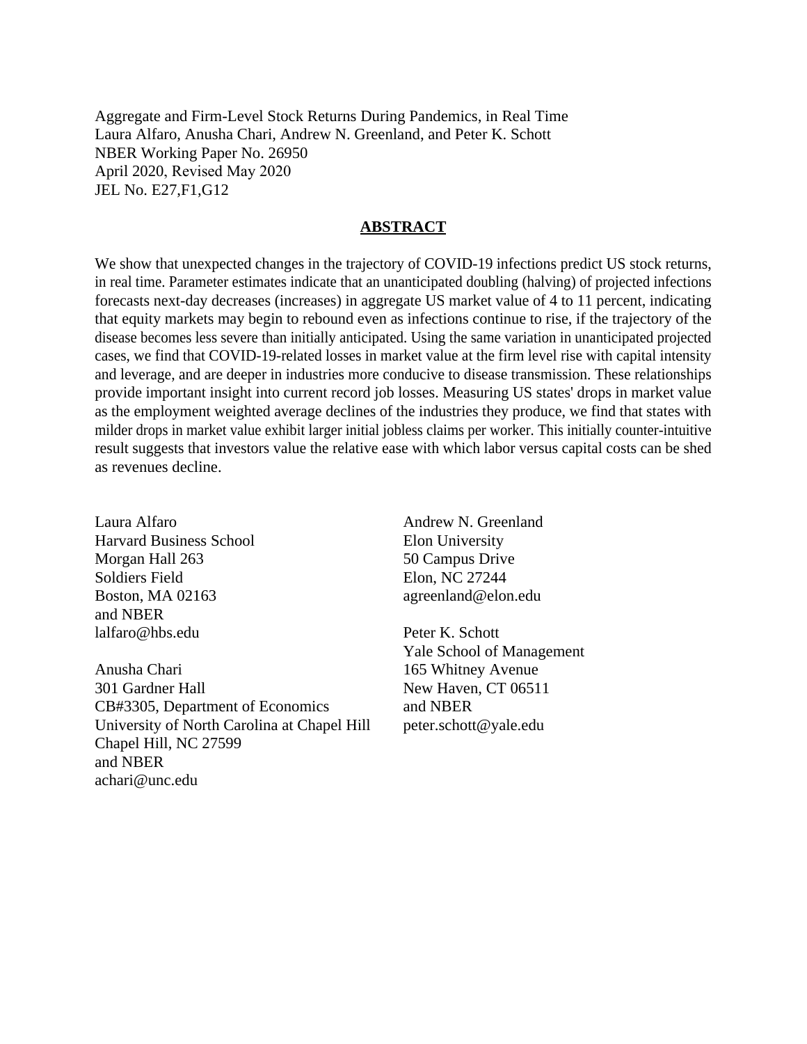Aggregate and Firm-Level Stock Returns During Pandemics, in Real Time
Laura Alfaro, Anusha Chari, Andrew N. Greenland, and Peter K. Schott
NBER Working Paper No. 26950
April 2020, Revised May 2020
JEL No. E27,F1,G12

## ABSTRACT

We show that unexpected changes in the trajectory of COVID-19 infections predict US stock returns, in real time. Parameter estimates indicate that an unanticipated doubling (halving) of projected infections forecasts next-day decreases (increases) in aggregate US market value of 4 to 11 percent, indicating that equity markets may begin to rebound even as infections continue to rise, if the trajectory of the disease becomes less severe than initially anticipated. Using the same variation in unanticipated projected cases, we find that COVID-19-related losses in market value at the firm level rise with capital intensity and leverage, and are deeper in industries more conducive to disease transmission. These relationships provide important insight into current record job losses. Measuring US states' drops in market value as the employment weighted average declines of the industries they produce, we find that states with milder drops in market value exhibit larger initial jobless claims per worker. This initially counter-intuitive result suggests that investors value the relative ease with which labor versus capital costs can be shed as revenues decline.

Laura Alfaro
Harvard Business School
Morgan Hall 263
Soldiers Field
Boston, MA 02163
and NBER
lalfaro@hbs.edu

Anusha Chari
301 Gardner Hall
CB#3305, Department of Economics
University of North Carolina at Chapel Hill
Chapel Hill, NC 27599
and NBER
achari@unc.edu

Andrew N. Greenland
Elon University
50 Campus Drive
Elon, NC 27244
agreenland@elon.edu

Peter K. Schott
Yale School of Management
165 Whitney Avenue
New Haven, CT 06511
and NBER
peter.schott@yale.edu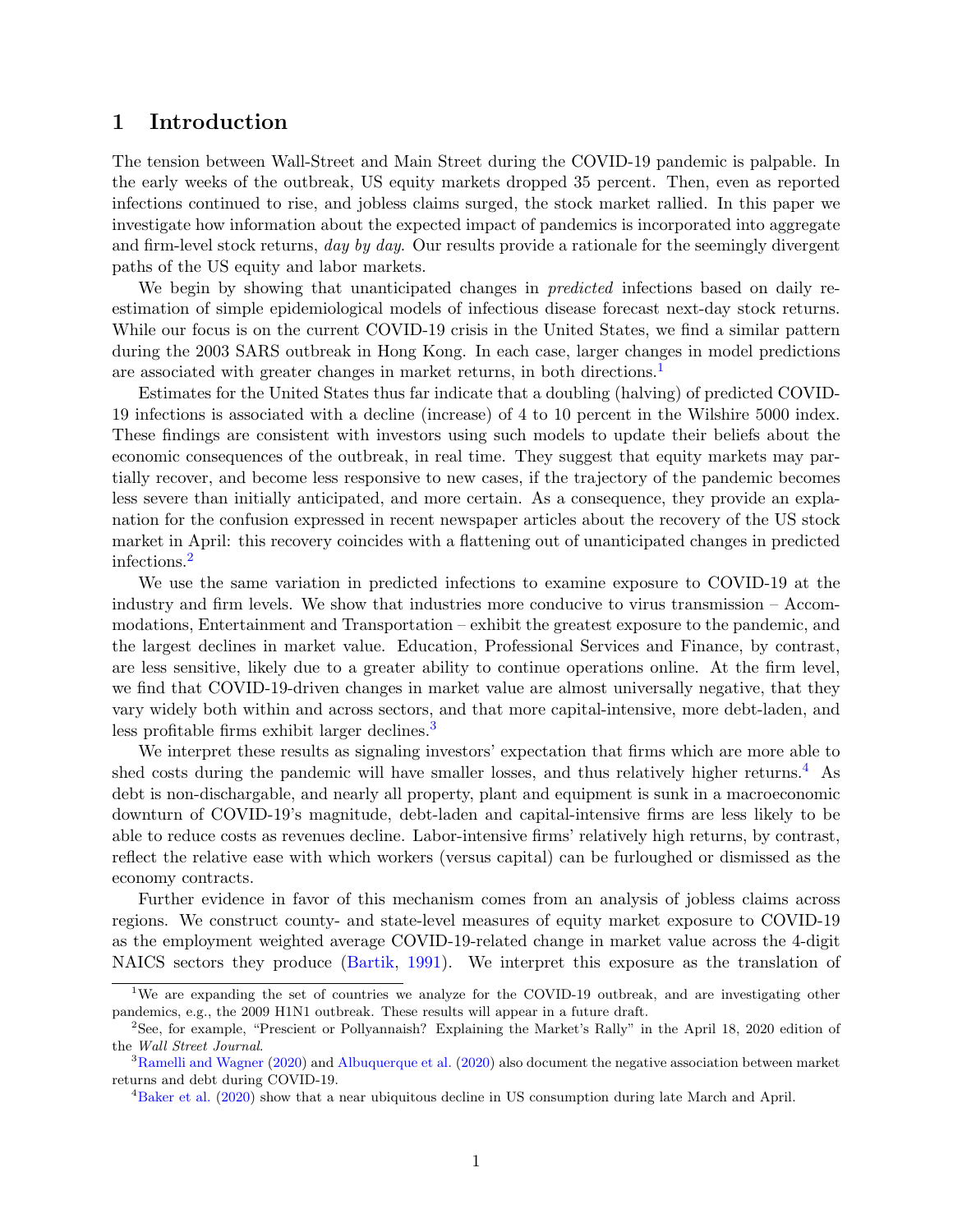# 1 Introduction

The tension between Wall-Street and Main Street during the COVID-19 pandemic is palpable. In the early weeks of the outbreak, US equity markets dropped 35 percent. Then, even as reported infections continued to rise, and jobless claims surged, the stock market rallied. In this paper we investigate how information about the expected impact of pandemics is incorporated into aggregate and firm-level stock returns, *day by day*. Our results provide a rationale for the seemingly divergent paths of the US equity and labor markets.

We begin by showing that unanticipated changes in *predicted* infections based on daily re-estimation of simple epidemiological models of infectious disease forecast next-day stock returns. While our focus is on the current COVID-19 crisis in the United States, we find a similar pattern during the 2003 SARS outbreak in Hong Kong. In each case, larger changes in model predictions are associated with greater changes in market returns, in both directions.[1]

Estimates for the United States thus far indicate that a doubling (halving) of predicted COVID-19 infections is associated with a decline (increase) of 4 to 10 percent in the Wilshire 5000 index. These findings are consistent with investors using such models to update their beliefs about the economic consequences of the outbreak, in real time. They suggest that equity markets may partially recover, and become less responsive to new cases, if the trajectory of the pandemic becomes less severe than initially anticipated, and more certain. As a consequence, they provide an explanation for the confusion expressed in recent newspaper articles about the recovery of the US stock market in April: this recovery coincides with a flattening out of unanticipated changes in predicted infections.[2]

We use the same variation in predicted infections to examine exposure to COVID-19 at the industry and firm levels. We show that industries more conducive to virus transmission – Accommodations, Entertainment and Transportation – exhibit the greatest exposure to the pandemic, and the largest declines in market value. Education, Professional Services and Finance, by contrast, are less sensitive, likely due to a greater ability to continue operations online. At the firm level, we find that COVID-19-driven changes in market value are almost universally negative, that they vary widely both within and across sectors, and that more capital-intensive, more debt-laden, and less profitable firms exhibit larger declines.[3]

We interpret these results as signaling investors' expectation that firms which are more able to shed costs during the pandemic will have smaller losses, and thus relatively higher returns.[4] As debt is non-dischargable, and nearly all property, plant and equipment is sunk in a macroeconomic downturn of COVID-19's magnitude, debt-laden and capital-intensive firms are less likely to be able to reduce costs as revenues decline. Labor-intensive firms' relatively high returns, by contrast, reflect the relative ease with which workers (versus capital) can be furloughed or dismissed as the economy contracts.

Further evidence in favor of this mechanism comes from an analysis of jobless claims across regions. We construct county- and state-level measures of equity market exposure to COVID-19 as the employment weighted average COVID-19-related change in market value across the 4-digit NAICS sectors they produce (Bartik, 1991). We interpret this exposure as the translation of

---

[1] We are expanding the set of countries we analyze for the COVID-19 outbreak, and are investigating other pandemics, e.g., the 2009 H1N1 outbreak. These results will appear in a future draft.

[2] See, for example, "Prescient or Pollyannaish? Explaining the Market's Rally" in the April 18, 2020 edition of the *Wall Street Journal*.

[3] Ramelli and Wagner (2020) and Albuquerque et al. (2020) also document the negative association between market returns and debt during COVID-19.

[4] Baker et al. (2020) show that a near ubiquitous decline in US consumption during late March and April.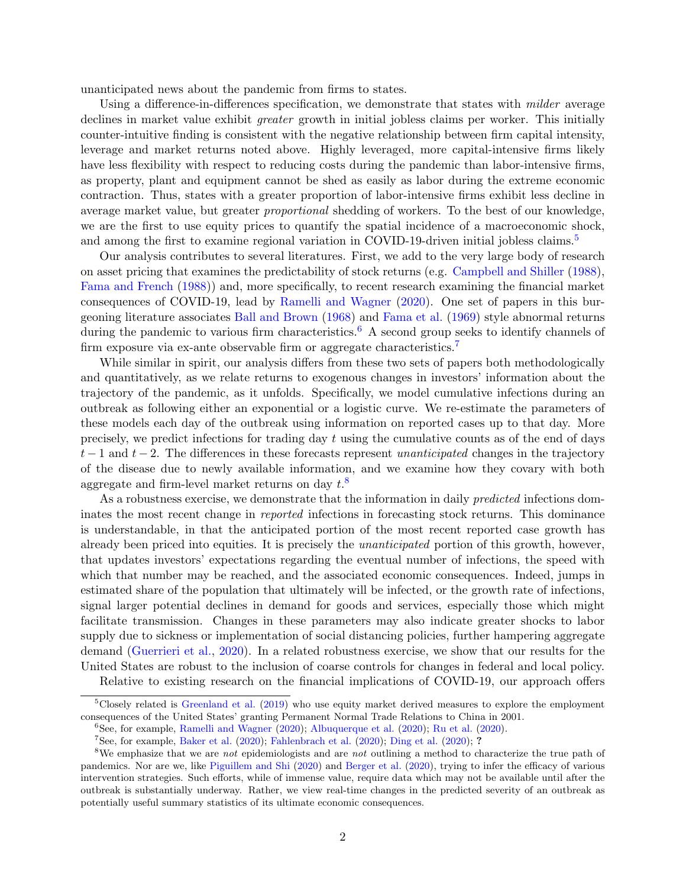unanticipated news about the pandemic from firms to states.

Using a difference-in-differences specification, we demonstrate that states with *milder* average declines in market value exhibit *greater* growth in initial jobless claims per worker. This initially counter-intuitive finding is consistent with the negative relationship between firm capital intensity, leverage and market returns noted above. Highly leveraged, more capital-intensive firms likely have less flexibility with respect to reducing costs during the pandemic than labor-intensive firms, as property, plant and equipment cannot be shed as easily as labor during the extreme economic contraction. Thus, states with a greater proportion of labor-intensive firms exhibit less decline in average market value, but greater *proportional* shedding of workers. To the best of our knowledge, we are the first to use equity prices to quantify the spatial incidence of a macroeconomic shock, and among the first to examine regional variation in COVID-19-driven initial jobless claims.[5]

Our analysis contributes to several literatures. First, we add to the very large body of research on asset pricing that examines the predictability of stock returns (e.g. Campbell and Shiller (1988), Fama and French (1988)) and, more specifically, to recent research examining the financial market consequences of COVID-19, lead by Ramelli and Wagner (2020). One set of papers in this burgeoning literature associates Ball and Brown (1968) and Fama et al. (1969) style abnormal returns during the pandemic to various firm characteristics.[6] A second group seeks to identify channels of firm exposure via ex-ante observable firm or aggregate characteristics.[7]

While similar in spirit, our analysis differs from these two sets of papers both methodologically and quantitatively, as we relate returns to exogenous changes in investors' information about the trajectory of the pandemic, as it unfolds. Specifically, we model cumulative infections during an outbreak as following either an exponential or a logistic curve. We re-estimate the parameters of these models each day of the outbreak using information on reported cases up to that day. More precisely, we predict infections for trading day $t$ using the cumulative counts as of the end of days $t-1$ and $t-2$. The differences in these forecasts represent *unanticipated* changes in the trajectory of the disease due to newly available information, and we examine how they covary with both aggregate and firm-level market returns on day $t$.[8]

As a robustness exercise, we demonstrate that the information in daily *predicted* infections dominates the most recent change in *reported* infections in forecasting stock returns. This dominance is understandable, in that the anticipated portion of the most recent reported case growth has already been priced into equities. It is precisely the *unanticipated* portion of this growth, however, that updates investors' expectations regarding the eventual number of infections, the speed with which that number may be reached, and the associated economic consequences. Indeed, jumps in estimated share of the population that ultimately will be infected, or the growth rate of infections, signal larger potential declines in demand for goods and services, especially those which might facilitate transmission. Changes in these parameters may also indicate greater shocks to labor supply due to sickness or implementation of social distancing policies, further hampering aggregate demand (Guerrieri et al., 2020). In a related robustness exercise, we show that our results for the United States are robust to the inclusion of coarse controls for changes in federal and local policy.

Relative to existing research on the financial implications of COVID-19, our approach offers

---

[5] Closely related is Greenland et al. (2019) who use equity market derived measures to explore the employment consequences of the United States' granting Permanent Normal Trade Relations to China in 2001.

[6] See, for example, Ramelli and Wagner (2020); Albuquerque et al. (2020); Ru et al. (2020).

[7] See, for example, Baker et al. (2020); Fahlenbrach et al. (2020); Ding et al. (2020); ?

[8] We emphasize that we are *not* epidemiologists and are *not* outlining a method to characterize the true path of pandemics. Nor are we, like Piguillem and Shi (2020) and Berger et al. (2020), trying to infer the efficacy of various intervention strategies. Such efforts, while of immense value, require data which may not be available until after the outbreak is substantially underway. Rather, we view real-time changes in the predicted severity of an outbreak as potentially useful summary statistics of its ultimate economic consequences.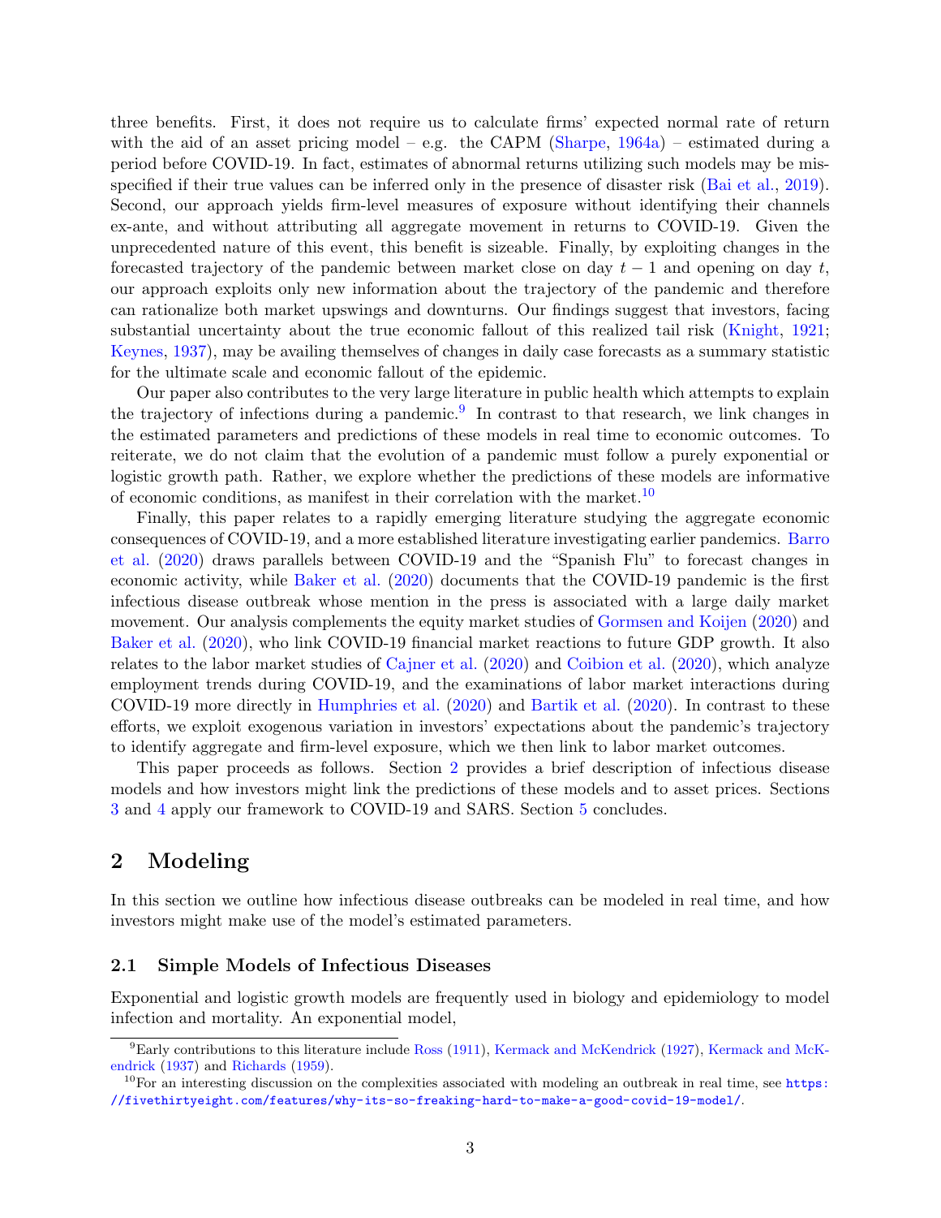three benefits. First, it does not require us to calculate firms' expected normal rate of return with the aid of an asset pricing model – e.g. the CAPM (Sharpe, 1964a) – estimated during a period before COVID-19. In fact, estimates of abnormal returns utilizing such models may be misspecified if their true values can be inferred only in the presence of disaster risk (Bai et al., 2019). Second, our approach yields firm-level measures of exposure without identifying their channels ex-ante, and without attributing all aggregate movement in returns to COVID-19. Given the unprecedented nature of this event, this benefit is sizeable. Finally, by exploiting changes in the forecasted trajectory of the pandemic between market close on day $t-1$ and opening on day $t$, our approach exploits only new information about the trajectory of the pandemic and therefore can rationalize both market upswings and downturns. Our findings suggest that investors, facing substantial uncertainty about the true economic fallout of this realized tail risk (Knight, 1921; Keynes, 1937), may be availing themselves of changes in daily case forecasts as a summary statistic for the ultimate scale and economic fallout of the epidemic.

Our paper also contributes to the very large literature in public health which attempts to explain the trajectory of infections during a pandemic.[9] In contrast to that research, we link changes in the estimated parameters and predictions of these models in real time to economic outcomes. To reiterate, we do not claim that the evolution of a pandemic must follow a purely exponential or logistic growth path. Rather, we explore whether the predictions of these models are informative of economic conditions, as manifest in their correlation with the market.[10]

Finally, this paper relates to a rapidly emerging literature studying the aggregate economic consequences of COVID-19, and a more established literature investigating earlier pandemics. Barro et al. (2020) draws parallels between COVID-19 and the "Spanish Flu" to forecast changes in economic activity, while Baker et al. (2020) documents that the COVID-19 pandemic is the first infectious disease outbreak whose mention in the press is associated with a large daily market movement. Our analysis complements the equity market studies of Gormsen and Koijen (2020) and Baker et al. (2020), who link COVID-19 financial market reactions to future GDP growth. It also relates to the labor market studies of Cajner et al. (2020) and Coibion et al. (2020), which analyze employment trends during COVID-19, and the examinations of labor market interactions during COVID-19 more directly in Humphries et al. (2020) and Bartik et al. (2020). In contrast to these efforts, we exploit exogenous variation in investors' expectations about the pandemic's trajectory to identify aggregate and firm-level exposure, which we then link to labor market outcomes.

This paper proceeds as follows. Section 2 provides a brief description of infectious disease models and how investors might link the predictions of these models and to asset prices. Sections 3 and 4 apply our framework to COVID-19 and SARS. Section 5 concludes.

# 2 Modeling

In this section we outline how infectious disease outbreaks can be modeled in real time, and how investors might make use of the model's estimated parameters.

## 2.1 Simple Models of Infectious Diseases

Exponential and logistic growth models are frequently used in biology and epidemiology to model infection and mortality. An exponential model,

---

[9] Early contributions to this literature include Ross (1911), Kermack and McKendrick (1927), Kermack and McKendrick (1937) and Richards (1959).

[10] For an interesting discussion on the complexities associated with modeling an outbreak in real time, see https://fivethirtyeight.com/features/why-its-so-freaking-hard-to-make-a-good-covid-19-model/.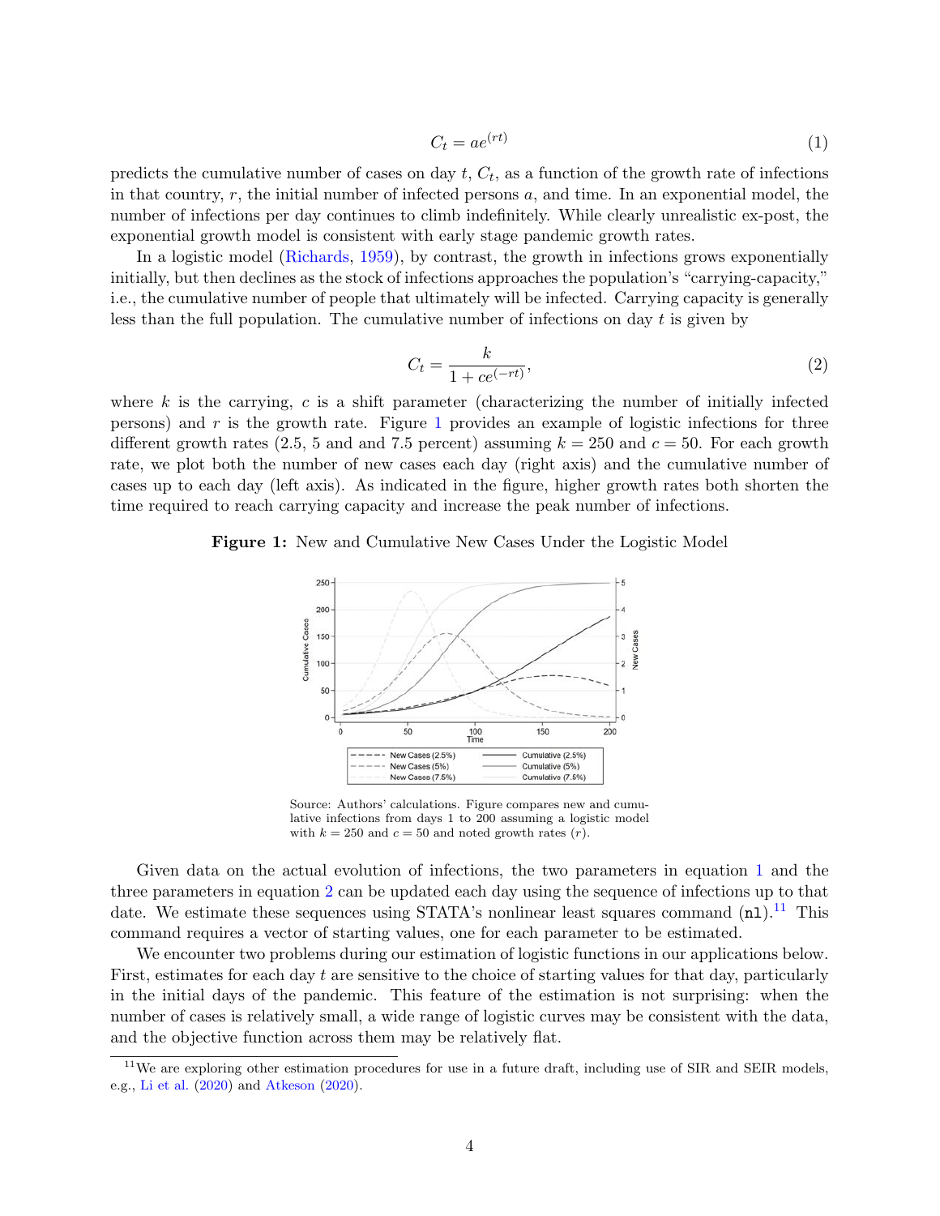$$C_t = ae^{(rt)} \tag{1}$$

predicts the cumulative number of cases on day $t$, $C_t$, as a function of the growth rate of infections in that country, $r$, the initial number of infected persons $a$, and time. In an exponential model, the number of infections per day continues to climb indefinitely. While clearly unrealistic ex-post, the exponential growth model is consistent with early stage pandemic growth rates.

In a logistic model (Richards, 1959), by contrast, the growth in infections grows exponentially initially, but then declines as the stock of infections approaches the population's "carrying-capacity," i.e., the cumulative number of people that ultimately will be infected. Carrying capacity is generally less than the full population. The cumulative number of infections on day $t$ is given by

$$C_t = \frac{k}{1 + ce^{(-rt)}}, \tag{2}$$

where $k$ is the carrying, $c$ is a shift parameter (characterizing the number of initially infected persons) and $r$ is the growth rate. Figure 1 provides an example of logistic infections for three different growth rates (2.5, 5 and and 7.5 percent) assuming $k = 250$ and $c = 50$. For each growth rate, we plot both the number of new cases each day (right axis) and the cumulative number of cases up to each day (left axis). As indicated in the figure, higher growth rates both shorten the time required to reach carrying capacity and increase the peak number of infections.

**Figure 1:** New and Cumulative New Cases Under the Logistic Model

Source: Authors' calculations. Figure compares new and cumulative infections from days 1 to 200 assuming a logistic model with $k = 250$ and $c = 50$ and noted growth rates ($r$).

Given data on the actual evolution of infections, the two parameters in equation 1 and the three parameters in equation 2 can be updated each day using the sequence of infections up to that date. We estimate these sequences using STATA's nonlinear least squares command (`nl`).[11] This command requires a vector of starting values, one for each parameter to be estimated.

We encounter two problems during our estimation of logistic functions in our applications below. First, estimates for each day $t$ are sensitive to the choice of starting values for that day, particularly in the initial days of the pandemic. This feature of the estimation is not surprising: when the number of cases is relatively small, a wide range of logistic curves may be consistent with the data, and the objective function across them may be relatively flat.

[11] We are exploring other estimation procedures for use in a future draft, including use of SIR and SEIR models, e.g., Li et al. (2020) and Atkeson (2020).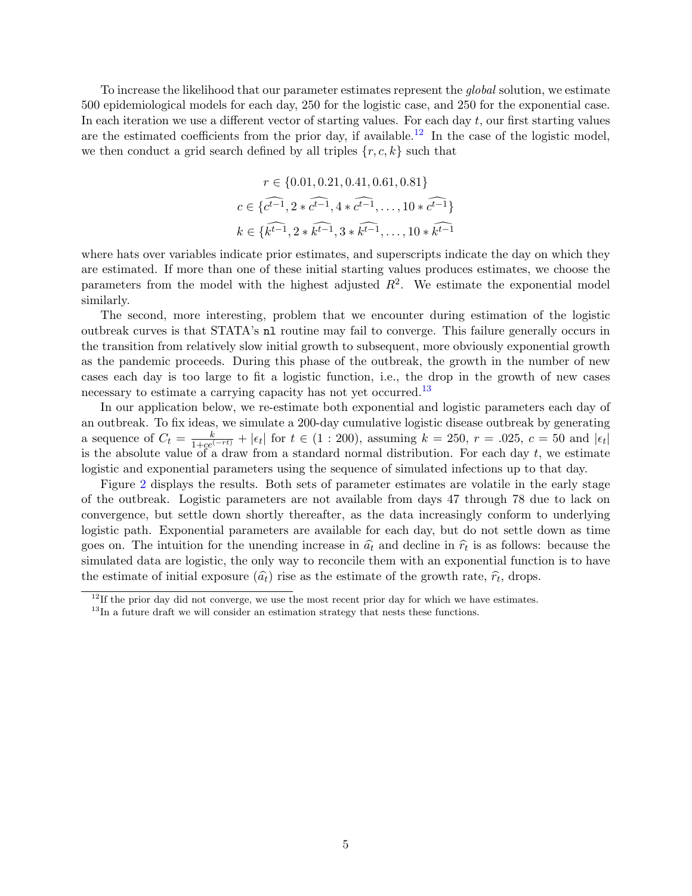To increase the likelihood that our parameter estimates represent the *global* solution, we estimate 500 epidemiological models for each day, 250 for the logistic case, and 250 for the exponential case. In each iteration we use a different vector of starting values. For each day $t$, our first starting values are the estimated coefficients from the prior day, if available.[12] In the case of the logistic model, we then conduct a grid search defined by all triples $\{r, c, k\}$ such that

$$r \in \{0.01, 0.21, 0.41, 0.61, 0.81\}$$
$$c \in \{\widehat{c^{t-1}}, 2 * \widehat{c^{t-1}}, 4 * \widehat{c^{t-1}}, \ldots, 10 * \widehat{c^{t-1}}\}$$
$$k \in \{\widehat{k^{t-1}}, 2 * \widehat{k^{t-1}}, 3 * \widehat{k^{t-1}}, \ldots, 10 * \widehat{k^{t-1}}$$

where hats over variables indicate prior estimates, and superscripts indicate the day on which they are estimated. If more than one of these initial starting values produces estimates, we choose the parameters from the model with the highest adjusted $R^2$. We estimate the exponential model similarly.

The second, more interesting, problem that we encounter during estimation of the logistic outbreak curves is that STATA's `nl` routine may fail to converge. This failure generally occurs in the transition from relatively slow initial growth to subsequent, more obviously exponential growth as the pandemic proceeds. During this phase of the outbreak, the growth in the number of new cases each day is too large to fit a logistic function, i.e., the drop in the growth of new cases necessary to estimate a carrying capacity has not yet occurred.[13]

In our application below, we re-estimate both exponential and logistic parameters each day of an outbreak. To fix ideas, we simulate a 200-day cumulative logistic disease outbreak by generating a sequence of $C_t = \frac{k}{1+ce^{(-rt)}} + |\epsilon_t|$ for $t \in (1 : 200)$, assuming $k = 250$, $r = .025$, $c = 50$ and $|\epsilon_t|$ is the absolute value of a draw from a standard normal distribution. For each day $t$, we estimate logistic and exponential parameters using the sequence of simulated infections up to that day.

Figure 2 displays the results. Both sets of parameter estimates are volatile in the early stage of the outbreak. Logistic parameters are not available from days 47 through 78 due to lack on convergence, but settle down shortly thereafter, as the data increasingly conform to underlying logistic path. Exponential parameters are available for each day, but do not settle down as time goes on. The intuition for the unending increase in $\widehat{a}_t$ and decline in $\widehat{r}_t$ is as follows: because the simulated data are logistic, the only way to reconcile them with an exponential function is to have the estimate of initial exposure ($\widehat{a}_t$) rise as the estimate of the growth rate, $\widehat{r}_t$, drops.

[12] If the prior day did not converge, we use the most recent prior day for which we have estimates.

[13] In a future draft we will consider an estimation strategy that nests these functions.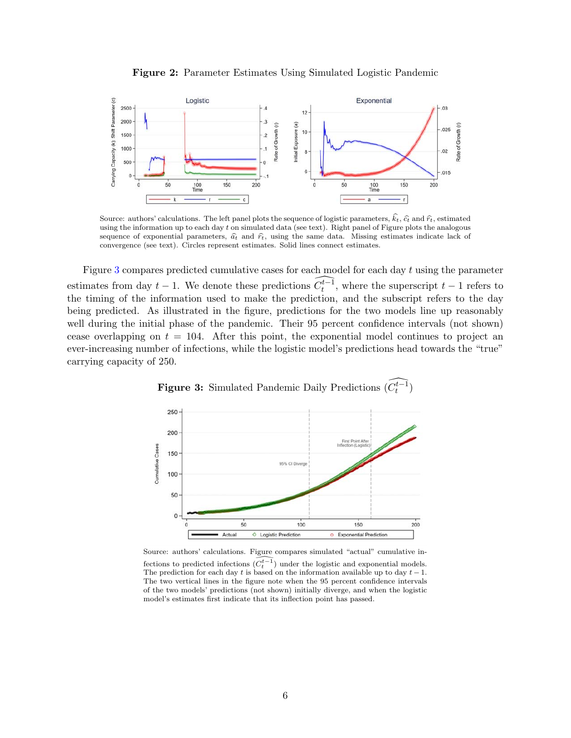**Figure 2:** Parameter Estimates Using Simulated Logistic Pandemic

Source: authors' calculations. The left panel plots the sequence of logistic parameters, $\widehat{k}_t$, $\widehat{c}_t$ and $\widehat{r}_t$, estimated using the information up to each day $t$ on simulated data (see text). Right panel of Figure plots the analogous sequence of exponential parameters, $\widehat{a}_t$ and $\widehat{r}_t$, using the same data. Missing estimates indicate lack of convergence (see text). Circles represent estimates. Solid lines connect estimates.

Figure 3 compares predicted cumulative cases for each model for each day $t$ using the parameter estimates from day $t-1$. We denote these predictions $\widehat{C_t^{t-1}}$, where the superscript $t-1$ refers to the timing of the information used to make the prediction, and the subscript refers to the day being predicted. As illustrated in the figure, predictions for the two models line up reasonably well during the initial phase of the pandemic. Their 95 percent confidence intervals (not shown) cease overlapping on $t = 104$. After this point, the exponential model continues to project an ever-increasing number of infections, while the logistic model's predictions head towards the "true" carrying capacity of 250.

**Figure 3:** Simulated Pandemic Daily Predictions ($\widehat{C_t^{t-1}}$)

Source: authors' calculations. Figure compares simulated "actual" cumulative infections to predicted infections ($\widehat{C_t^{t-1}}$) under the logistic and exponential models. The prediction for each day $t$ is based on the information available up to day $t-1$. The two vertical lines in the figure note when the 95 percent confidence intervals of the two models' predictions (not shown) initially diverge, and when the logistic model's estimates first indicate that its inflection point has passed.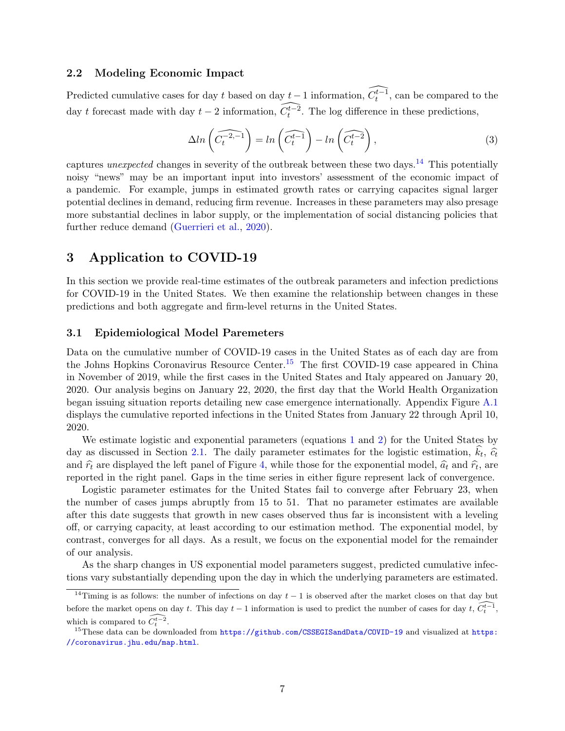### 2.2 Modeling Economic Impact

Predicted cumulative cases for day $t$ based on day $t-1$ information, $\widehat{C_t^{t-1}}$, can be compared to the day $t$ forecast made with day $t-2$ information, $\widehat{C_t^{t-2}}$. The log difference in these predictions,

$$\Delta ln\left(\widehat{C_t^{-2,-1}}\right) = ln\left(\widehat{C_t^{t-1}}\right) - ln\left(\widehat{C_t^{t-2}}\right), \tag{3}$$

captures *unexpected* changes in severity of the outbreak between these two days.[14] This potentially noisy "news" may be an important input into investors' assessment of the economic impact of a pandemic. For example, jumps in estimated growth rates or carrying capacites signal larger potential declines in demand, reducing firm revenue. Increases in these parameters may also presage more substantial declines in labor supply, or the implementation of social distancing policies that further reduce demand (Guerrieri et al., 2020).

## 3 Application to COVID-19

In this section we provide real-time estimates of the outbreak parameters and infection predictions for COVID-19 in the United States. We then examine the relationship between changes in these predictions and both aggregate and firm-level returns in the United States.

### 3.1 Epidemiological Model Paremeters

Data on the cumulative number of COVID-19 cases in the United States as of each day are from the Johns Hopkins Coronavirus Resource Center.[15] The first COVID-19 case appeared in China in November of 2019, while the first cases in the United States and Italy appeared on January 20, 2020. Our analysis begins on January 22, 2020, the first day that the World Health Organization began issuing situation reports detailing new case emergence internationally. Appendix Figure A.1 displays the cumulative reported infections in the United States from January 22 through April 10, 2020.

We estimate logistic and exponential parameters (equations 1 and 2) for the United States by day as discussed in Section 2.1. The daily parameter estimates for the logistic estimation, $\widehat{k}_t$, $\widehat{c}_t$ and $\widehat{r}_t$ are displayed the left panel of Figure 4, while those for the exponential model, $\widehat{a}_t$ and $\widehat{r}_t$, are reported in the right panel. Gaps in the time series in either figure represent lack of convergence.

Logistic parameter estimates for the United States fail to converge after February 23, when the number of cases jumps abruptly from 15 to 51. That no parameter estimates are available after this date suggests that growth in new cases observed thus far is inconsistent with a leveling off, or carrying capacity, at least according to our estimation method. The exponential model, by contrast, converges for all days. As a result, we focus on the exponential model for the remainder of our analysis.

As the sharp changes in US exponential model parameters suggest, predicted cumulative infections vary substantially depending upon the day in which the underlying parameters are estimated.

---

[14] Timing is as follows: the number of infections on day $t-1$ is observed after the market closes on that day but before the market opens on day $t$. This day $t-1$ information is used to predict the number of cases for day $t$, $\widehat{C_t^{t-1}}$, which is compared to $\widehat{C_t^{t-2}}$.

[15] These data can be downloaded from https://github.com/CSSEGISandData/COVID-19 and visualized at https://coronavirus.jhu.edu/map.html.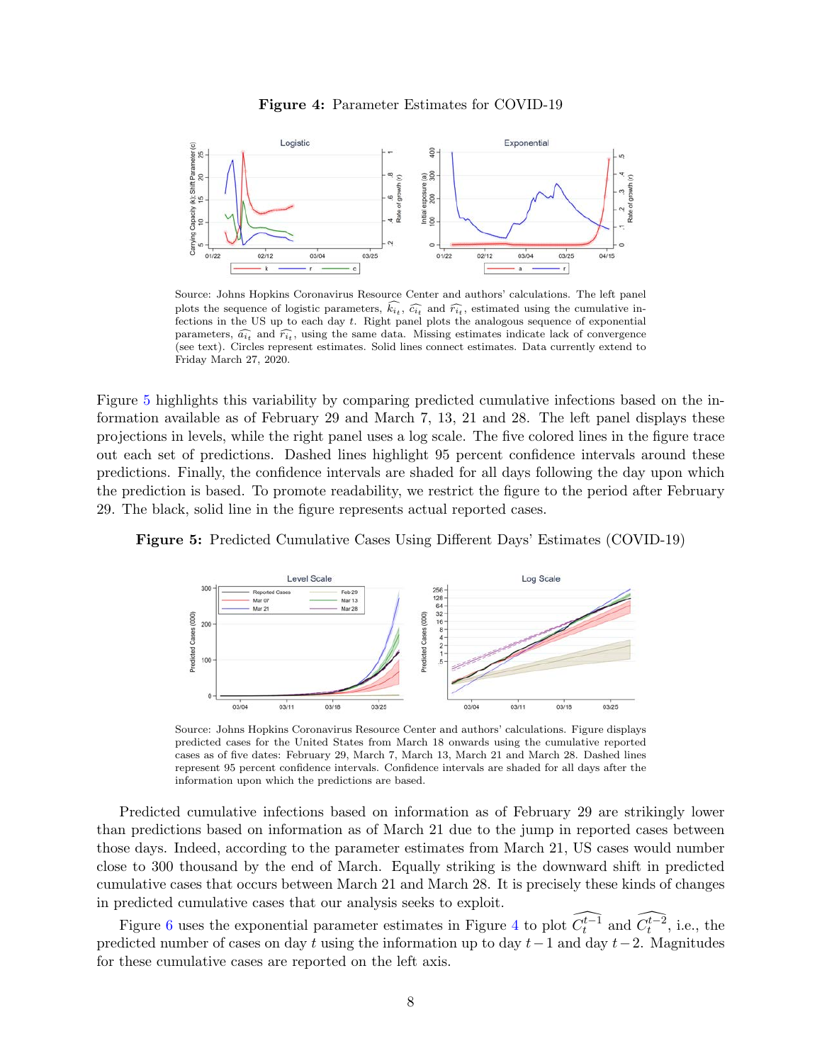**Figure 4:** Parameter Estimates for COVID-19

Source: Johns Hopkins Coronavirus Resource Center and authors' calculations. The left panel plots the sequence of logistic parameters, $\widehat{k_{it}}$, $\widehat{c_{it}}$ and $\widehat{r_{it}}$, estimated using the cumulative infections in the US up to each day $t$. Right panel plots the analogous sequence of exponential parameters, $\widehat{a_{it}}$ and $\widehat{r_{it}}$, using the same data. Missing estimates indicate lack of convergence (see text). Circles represent estimates. Solid lines connect estimates. Data currently extend to Friday March 27, 2020.

Figure 5 highlights this variability by comparing predicted cumulative infections based on the information available as of February 29 and March 7, 13, 21 and 28. The left panel displays these projections in levels, while the right panel uses a log scale. The five colored lines in the figure trace out each set of predictions. Dashed lines highlight 95 percent confidence intervals around these predictions. Finally, the confidence intervals are shaded for all days following the day upon which the prediction is based. To promote readability, we restrict the figure to the period after February 29. The black, solid line in the figure represents actual reported cases.

**Figure 5:** Predicted Cumulative Cases Using Different Days' Estimates (COVID-19)

Source: Johns Hopkins Coronavirus Resource Center and authors' calculations. Figure displays predicted cases for the United States from March 18 onwards using the cumulative reported cases as of five dates: February 29, March 7, March 13, March 21 and March 28. Dashed lines represent 95 percent confidence intervals. Confidence intervals are shaded for all days after the information upon which the predictions are based.

Predicted cumulative infections based on information as of February 29 are strikingly lower than predictions based on information as of March 21 due to the jump in reported cases between those days. Indeed, according to the parameter estimates from March 21, US cases would number close to 300 thousand by the end of March. Equally striking is the downward shift in predicted cumulative cases that occurs between March 21 and March 28. It is precisely these kinds of changes in predicted cumulative cases that our analysis seeks to exploit.

Figure 6 uses the exponential parameter estimates in Figure 4 to plot $\widehat{C_t^{t-1}}$ and $\widehat{C_t^{t-2}}$, i.e., the predicted number of cases on day $t$ using the information up to day $t-1$ and day $t-2$. Magnitudes for these cumulative cases are reported on the left axis.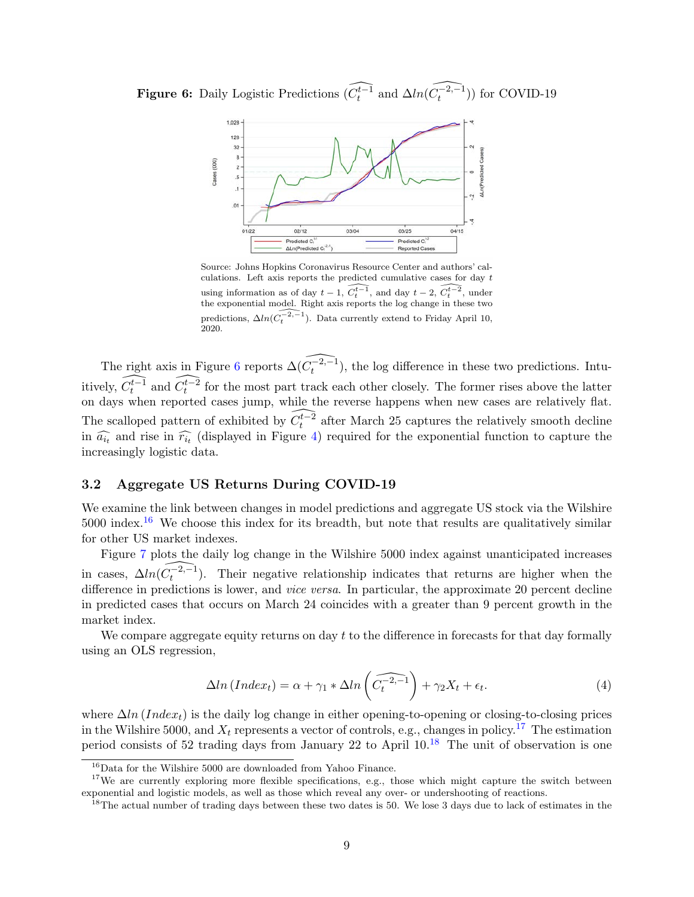**Figure 6:** Daily Logistic Predictions ($\widehat{C_t^{t-1}}$ and $\Delta ln(\widehat{C_t^{-2,-1}})$) for COVID-19

Source: Johns Hopkins Coronavirus Resource Center and authors' calculations. Left axis reports the predicted cumulative cases for day $t$ using information as of day $t-1$, $\widehat{C_t^{t-1}}$, and day $t-2$, $\widehat{C_t^{t-2}}$, under the exponential model. Right axis reports the log change in these two predictions, $\Delta ln(\widehat{C_t^{-2,-1}})$. Data currently extend to Friday April 10, 2020.

The right axis in Figure 6 reports $\Delta(\widehat{C_t^{-2,-1}})$, the log difference in these two predictions. Intuitively, $\widehat{C_t^{t-1}}$ and $\widehat{C_t^{t-2}}$ for the most part track each other closely. The former rises above the latter on days when reported cases jump, while the reverse happens when new cases are relatively flat. The scalloped pattern of exhibited by $\widehat{C_t^{t-2}}$ after March 25 captures the relatively smooth decline in $\widehat{a_{i_t}}$ and rise in $\widehat{r_{i_t}}$ (displayed in Figure 4) required for the exponential function to capture the increasingly logistic data.

### 3.2 Aggregate US Returns During COVID-19

We examine the link between changes in model predictions and aggregate US stock via the Wilshire 5000 index.[16] We choose this index for its breadth, but note that results are qualitatively similar for other US market indexes.

Figure 7 plots the daily log change in the Wilshire 5000 index against unanticipated increases in cases, $\Delta ln(\widehat{C_t^{-2,-1}})$. Their negative relationship indicates that returns are higher when the difference in predictions is lower, and *vice versa*. In particular, the approximate 20 percent decline in predicted cases that occurs on March 24 coincides with a greater than 9 percent growth in the market index.

We compare aggregate equity returns on day $t$ to the difference in forecasts for that day formally using an OLS regression,

$$\Delta ln\left(Index_t\right) = \alpha + \gamma_1 * \Delta ln\left(\widehat{C_t^{-2,-1}}\right) + \gamma_2 X_t + \epsilon_t. \tag{4}$$

where $\Delta ln\left(Index_t\right)$ is the daily log change in either opening-to-opening or closing-to-closing prices in the Wilshire 5000, and $X_t$ represents a vector of controls, e.g., changes in policy.[17] The estimation period consists of 52 trading days from January 22 to April 10.[18] The unit of observation is one

[16] Data for the Wilshire 5000 are downloaded from Yahoo Finance.

[17] We are currently exploring more flexible specifications, e.g., those which might capture the switch between exponential and logistic models, as well as those which reveal any over- or undershooting of reactions.

[18] The actual number of trading days between these two dates is 50. We lose 3 days due to lack of estimates in the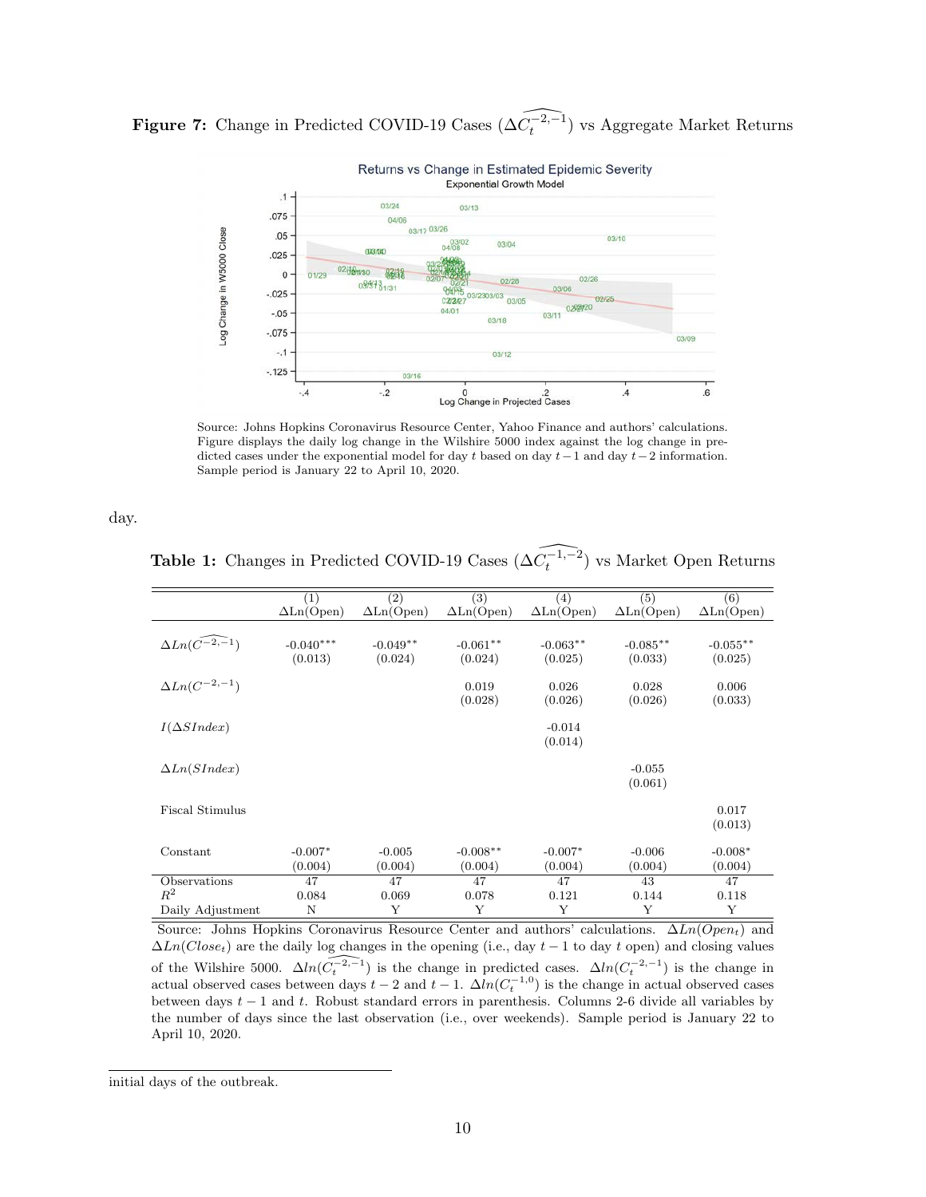**Figure 7:** Change in Predicted COVID-19 Cases ($\Delta \widehat{C_t^{-2,-1}}$) vs Aggregate Market Returns

Source: Johns Hopkins Coronavirus Resource Center, Yahoo Finance and authors' calculations. Figure displays the daily log change in the Wilshire 5000 index against the log change in predicted cases under the exponential model for day $t$ based on day $t-1$ and day $t-2$ information. Sample period is January 22 to April 10, 2020.

day.

**Table 1:** Changes in Predicted COVID-19 Cases ($\Delta \widehat{C_t^{-1,-2}}$) vs Market Open Returns

| | (1) ΔLn(Open) | (2) ΔLn(Open) | (3) ΔLn(Open) | (4) ΔLn(Open) | (5) ΔLn(Open) | (6) ΔLn(Open) |
|---|---|---|---|---|---|---|
| $\Delta Ln(\widehat{C^{-2,-1}})$ | -0.040*** | -0.049** | -0.061** | -0.063** | -0.085** | -0.055** |
| | (0.013) | (0.024) | (0.024) | (0.025) | (0.033) | (0.025) |
| $\Delta Ln(C^{-2,-1})$ | | | 0.019 | 0.026 | 0.028 | 0.006 |
| | | | (0.028) | (0.026) | (0.026) | (0.033) |
| $I(\Delta SIndex)$ | | | | -0.014 | | |
| | | | | (0.014) | | |
| $\Delta Ln(SIndex)$ | | | | | -0.055 | |
| | | | | | (0.061) | |
| Fiscal Stimulus | | | | | | 0.017 |
| | | | | | | (0.013) |
| Constant | -0.007* | -0.005 | -0.008** | -0.007* | -0.006 | -0.008* |
| | (0.004) | (0.004) | (0.004) | (0.004) | (0.004) | (0.004) |
| Observations | 47 | 47 | 47 | 47 | 43 | 47 |
| $R^2$ | 0.084 | 0.069 | 0.078 | 0.121 | 0.144 | 0.118 |
| Daily Adjustment | N | Y | Y | Y | Y | Y |

Source: Johns Hopkins Coronavirus Resource Center and authors' calculations. $\Delta Ln(Open_t)$ and $\Delta Ln(Close_t)$ are the daily log changes in the opening (i.e., day $t-1$ to day $t$ open) and closing values of the Wilshire 5000. $\Delta ln(\widehat{C_t^{-2,-1}})$ is the change in predicted cases. $\Delta ln(C_t^{-2,-1})$ is the change in actual observed cases between days $t-2$ and $t-1$. $\Delta ln(C_t^{-1,0})$ is the change in actual observed cases between days $t-1$ and $t$. Robust standard errors in parenthesis. Columns 2-6 divide all variables by the number of days since the last observation (i.e., over weekends). Sample period is January 22 to April 10, 2020.

initial days of the outbreak.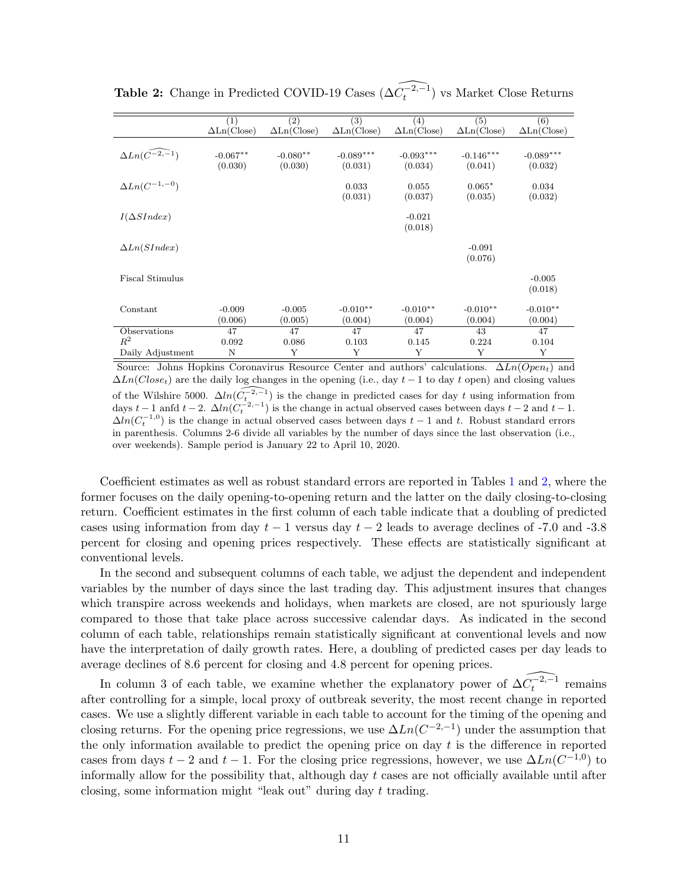**Table 2:** Change in Predicted COVID-19 Cases ($\Delta \widehat{C_t^{-2,-1}}$) vs Market Close Returns

| | (1) | (2) | (3) | (4) | (5) | (6) |
|---|---|---|---|---|---|---|
| | ΔLn(Close) | ΔLn(Close) | ΔLn(Close) | ΔLn(Close) | ΔLn(Close) | ΔLn(Close) |
| $\Delta Ln(\widehat{C^{-2,-1}})$ | -0.067** | -0.080** | -0.089*** | -0.093*** | -0.146*** | -0.089*** |
| | (0.030) | (0.030) | (0.031) | (0.034) | (0.041) | (0.032) |
| $\Delta Ln(C^{-1,-0})$ | | | 0.033 | 0.055 | 0.065* | 0.034 |
| | | | (0.031) | (0.037) | (0.035) | (0.032) |
| $I(\Delta SIndex)$ | | | | -0.021 | | |
| | | | | (0.018) | | |
| $\Delta Ln(SIndex)$ | | | | | -0.091 | |
| | | | | | (0.076) | |
| Fiscal Stimulus | | | | | | -0.005 |
| | | | | | | (0.018) |
| Constant | -0.009 | -0.005 | -0.010** | -0.010** | -0.010** | -0.010** |
| | (0.006) | (0.005) | (0.004) | (0.004) | (0.004) | (0.004) |
| Observations | 47 | 47 | 47 | 47 | 43 | 47 |
| $R^2$ | 0.092 | 0.086 | 0.103 | 0.145 | 0.224 | 0.104 |
| Daily Adjustment | N | Y | Y | Y | Y | Y |

Source: Johns Hopkins Coronavirus Resource Center and authors' calculations. $\Delta Ln(Open_t)$ and $\Delta Ln(Close_t)$ are the daily log changes in the opening (i.e., day $t-1$ to day $t$ open) and closing values of the Wilshire 5000. $\Delta ln(\widehat{C_t^{-2,-1}})$ is the change in predicted cases for day $t$ using information from days $t-1$ anfd $t-2$. $\Delta ln(C_t^{-2,-1})$ is the change in actual observed cases between days $t-2$ and $t-1$. $\Delta ln(C_t^{-1,0})$ is the change in actual observed cases between days $t-1$ and $t$. Robust standard errors in parenthesis. Columns 2-6 divide all variables by the number of days since the last observation (i.e., over weekends). Sample period is January 22 to April 10, 2020.

Coefficient estimates as well as robust standard errors are reported in Tables 1 and 2, where the former focuses on the daily opening-to-opening return and the latter on the daily closing-to-closing return. Coefficient estimates in the first column of each table indicate that a doubling of predicted cases using information from day $t-1$ versus day $t-2$ leads to average declines of -7.0 and -3.8 percent for closing and opening prices respectively. These effects are statistically significant at conventional levels.

In the second and subsequent columns of each table, we adjust the dependent and independent variables by the number of days since the last trading day. This adjustment insures that changes which transpire across weekends and holidays, when markets are closed, are not spuriously large compared to those that take place across successive calendar days. As indicated in the second column of each table, relationships remain statistically significant at conventional levels and now have the interpretation of daily growth rates. Here, a doubling of predicted cases per day leads to average declines of 8.6 percent for closing and 4.8 percent for opening prices.

In column 3 of each table, we examine whether the explanatory power of $\Delta \widehat{C_t^{-2,-1}}$ remains after controlling for a simple, local proxy of outbreak severity, the most recent change in reported cases. We use a slightly different variable in each table to account for the timing of the opening and closing returns. For the opening price regressions, we use $\Delta Ln(C^{-2,-1})$ under the assumption that the only information available to predict the opening price on day $t$ is the difference in reported cases from days $t-2$ and $t-1$. For the closing price regressions, however, we use $\Delta Ln(C^{-1,0})$ to informally allow for the possibility that, although day $t$ cases are not officially available until after closing, some information might "leak out" during day $t$ trading.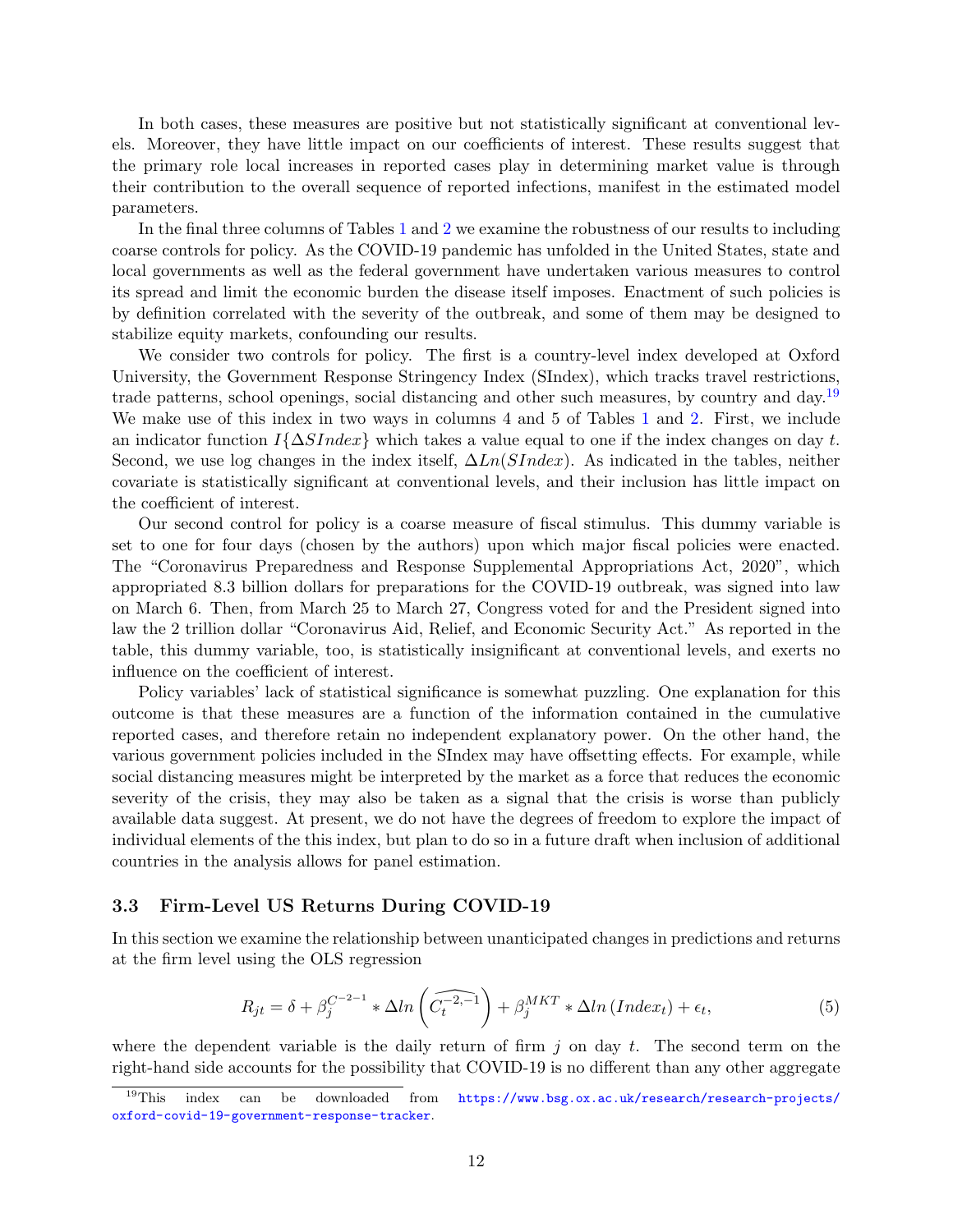In both cases, these measures are positive but not statistically significant at conventional levels. Moreover, they have little impact on our coefficients of interest. These results suggest that the primary role local increases in reported cases play in determining market value is through their contribution to the overall sequence of reported infections, manifest in the estimated model parameters.

In the final three columns of Tables 1 and 2 we examine the robustness of our results to including coarse controls for policy. As the COVID-19 pandemic has unfolded in the United States, state and local governments as well as the federal government have undertaken various measures to control its spread and limit the economic burden the disease itself imposes. Enactment of such policies is by definition correlated with the severity of the outbreak, and some of them may be designed to stabilize equity markets, confounding our results.

We consider two controls for policy. The first is a country-level index developed at Oxford University, the Government Response Stringency Index (SIndex), which tracks travel restrictions, trade patterns, school openings, social distancing and other such measures, by country and day.[19] We make use of this index in two ways in columns 4 and 5 of Tables 1 and 2. First, we include an indicator function $I\{\Delta SIndex\}$ which takes a value equal to one if the index changes on day $t$. Second, we use log changes in the index itself, $\Delta Ln(SIndex)$. As indicated in the tables, neither covariate is statistically significant at conventional levels, and their inclusion has little impact on the coefficient of interest.

Our second control for policy is a coarse measure of fiscal stimulus. This dummy variable is set to one for four days (chosen by the authors) upon which major fiscal policies were enacted. The "Coronavirus Preparedness and Response Supplemental Appropriations Act, 2020", which appropriated 8.3 billion dollars for preparations for the COVID-19 outbreak, was signed into law on March 6. Then, from March 25 to March 27, Congress voted for and the President signed into law the 2 trillion dollar "Coronavirus Aid, Relief, and Economic Security Act." As reported in the table, this dummy variable, too, is statistically insignificant at conventional levels, and exerts no influence on the coefficient of interest.

Policy variables' lack of statistical significance is somewhat puzzling. One explanation for this outcome is that these measures are a function of the information contained in the cumulative reported cases, and therefore retain no independent explanatory power. On the other hand, the various government policies included in the SIndex may have offsetting effects. For example, while social distancing measures might be interpreted by the market as a force that reduces the economic severity of the crisis, they may also be taken as a signal that the crisis is worse than publicly available data suggest. At present, we do not have the degrees of freedom to explore the impact of individual elements of the this index, but plan to do so in a future draft when inclusion of additional countries in the analysis allows for panel estimation.

### 3.3 Firm-Level US Returns During COVID-19

In this section we examine the relationship between unanticipated changes in predictions and returns at the firm level using the OLS regression

$$R_{jt} = \delta + \beta_j^{C^{-2-1}} * \Delta ln\left(\widehat{C_t^{-2,-1}}\right) + \beta_j^{MKT} * \Delta ln\left(Index_t\right) + \epsilon_t, \tag{5}$$

where the dependent variable is the daily return of firm $j$ on day $t$. The second term on the right-hand side accounts for the possibility that COVID-19 is no different than any other aggregate

[19] This index can be downloaded from https://www.bsg.ox.ac.uk/research/research-projects/oxford-covid-19-government-response-tracker.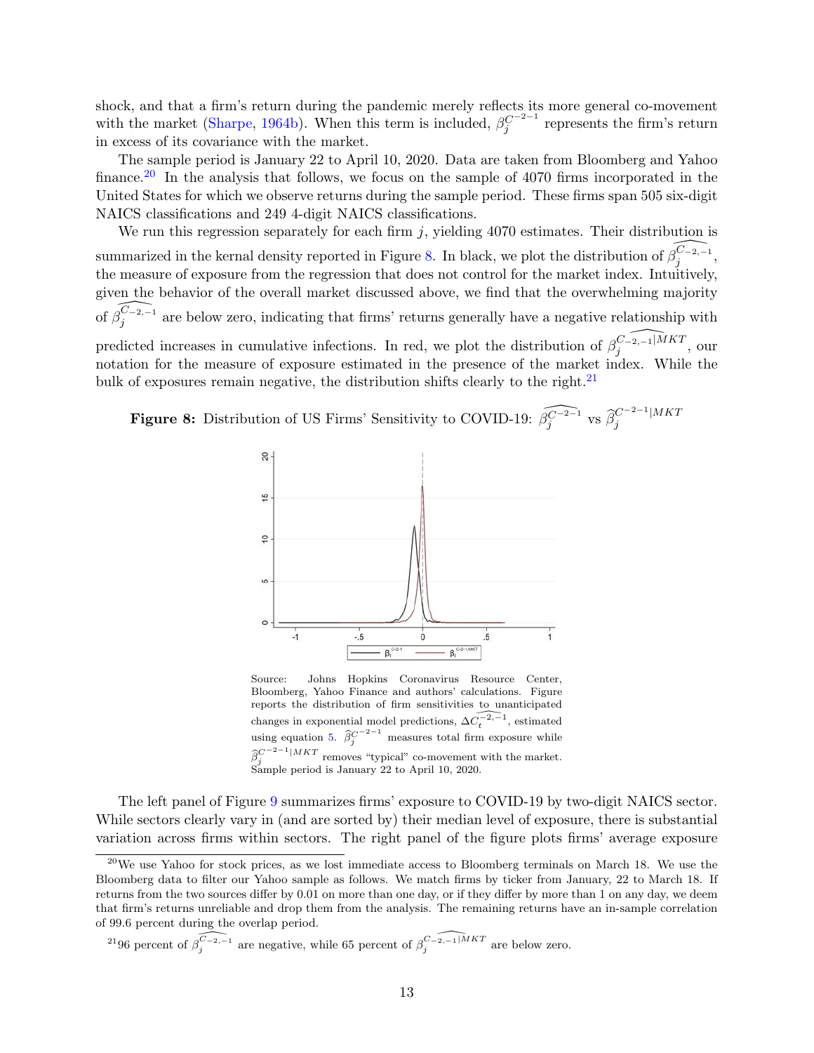shock, and that a firm's return during the pandemic merely reflects its more general co-movement with the market (Sharpe, 1964b). When this term is included, $\beta_j^{C^{-2-1}}$ represents the firm's return in excess of its covariance with the market.

The sample period is January 22 to April 10, 2020. Data are taken from Bloomberg and Yahoo finance.[20] In the analysis that follows, we focus on the sample of 4070 firms incorporated in the United States for which we observe returns during the sample period. These firms span 505 six-digit NAICS classifications and 249 4-digit NAICS classifications.

We run this regression separately for each firm $j$, yielding 4070 estimates. Their distribution is summarized in the kernal density reported in Figure 8. In black, we plot the distribution of $\widehat{\beta_j^{C_{-2,-1}}}$, the measure of exposure from the regression that does not control for the market index. Intuitively, given the behavior of the overall market discussed above, we find that the overwhelming majority of $\widehat{\beta_j^{C_{-2,-1}}}$ are below zero, indicating that firms' returns generally have a negative relationship with predicted increases in cumulative infections. In red, we plot the distribution of $\widehat{\beta_j^{C_{-2,-1}|MKT}}$, our notation for the measure of exposure estimated in the presence of the market index. While the bulk of exposures remain negative, the distribution shifts clearly to the right.[21]

**Figure 8:** Distribution of US Firms' Sensitivity to COVID-19: $\widehat{\beta_j^{C^{-2-1}}}$ vs $\widehat{\beta}_j^{C^{-2-1}|MKT}$

Source: Johns Hopkins Coronavirus Resource Center, Bloomberg, Yahoo Finance and authors' calculations. Figure reports the distribution of firm sensitivities to unanticipated changes in exponential model predictions, $\Delta\widehat{C_t^{-2,-1}}$, estimated using equation 5. $\widehat{\beta}_j^{C^{-2-1}}$ measures total firm exposure while $\widehat{\beta}_j^{C^{-2-1}|MKT}$ removes "typical" co-movement with the market. Sample period is January 22 to April 10, 2020.

The left panel of Figure 9 summarizes firms' exposure to COVID-19 by two-digit NAICS sector. While sectors clearly vary in (and are sorted by) their median level of exposure, there is substantial variation across firms within sectors. The right panel of the figure plots firms' average exposure

[20] We use Yahoo for stock prices, as we lost immediate access to Bloomberg terminals on March 18. We use the Bloomberg data to filter our Yahoo sample as follows. We match firms by ticker from January, 22 to March 18. If returns from the two sources differ by 0.01 on more than one day, or if they differ by more than 1 on any day, we deem that firm's returns unreliable and drop them from the analysis. The remaining returns have an in-sample correlation of 99.6 percent during the overlap period.

[21] 96 percent of $\widehat{\beta_j^{C_{-2,-1}}}$ are negative, while 65 percent of $\widehat{\beta_j^{C_{-2,-1}|MKT}}$ are below zero.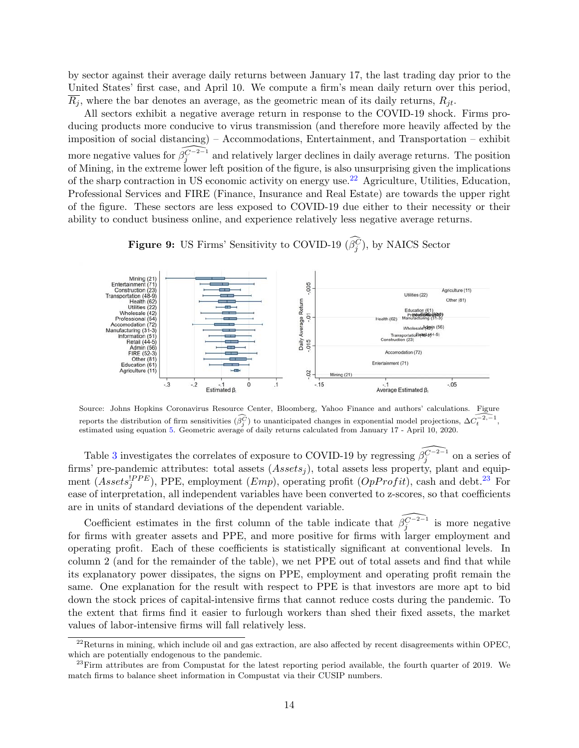by sector against their average daily returns between January 17, the last trading day prior to the United States' first case, and April 10. We compute a firm's mean daily return over this period, $\overline{R_j}$, where the bar denotes an average, as the geometric mean of its daily returns, $R_{jt}$.

All sectors exhibit a negative average return in response to the COVID-19 shock. Firms producing products more conducive to virus transmission (and therefore more heavily affected by the imposition of social distancing) – Accommodations, Entertainment, and Transportation – exhibit more negative values for $\widehat{\beta_j^{C-2-1}}$ and relatively larger declines in daily average returns. The position of Mining, in the extreme lower left position of the figure, is also unsurprising given the implications of the sharp contraction in US economic activity on energy use.[22] Agriculture, Utilities, Education, Professional Services and FIRE (Finance, Insurance and Real Estate) are towards the upper right of the figure. These sectors are less exposed to COVID-19 due either to their necessity or their ability to conduct business online, and experience relatively less negative average returns.

**Figure 9:** US Firms' Sensitivity to COVID-19 ($\widehat{\beta_j^C}$), by NAICS Sector

Source: Johns Hopkins Coronavirus Resource Center, Bloomberg, Yahoo Finance and authors' calculations. Figure reports the distribution of firm sensitivities ($\widehat{\beta_j^C}$) to unanticipated changes in exponential model projections, $\Delta \widehat{C_t^{-2,-1}}$, estimated using equation 5. Geometric average of daily returns calculated from January 17 - April 10, 2020.

Table 3 investigates the correlates of exposure to COVID-19 by regressing $\widehat{\beta_j^{C-2-1}}$ on a series of firms' pre-pandemic attributes: total assets ($Assets_j$), total assets less property, plant and equipment ($Assets_j^{!PPE}$), PPE, employment ($Emp$), operating profit ($OpProfit$), cash and debt.[23] For ease of interpretation, all independent variables have been converted to z-scores, so that coefficients are in units of standard deviations of the dependent variable.

Coefficient estimates in the first column of the table indicate that $\widehat{\beta_j^{C-2-1}}$ is more negative for firms with greater assets and PPE, and more positive for firms with larger employment and operating profit. Each of these coefficients is statistically significant at conventional levels. In column 2 (and for the remainder of the table), we net PPE out of total assets and find that while its explanatory power dissipates, the signs on PPE, employment and operating profit remain the same. One explanation for the result with respect to PPE is that investors are more apt to bid down the stock prices of capital-intensive firms that cannot reduce costs during the pandemic. To the extent that firms find it easier to furlough workers than shed their fixed assets, the market values of labor-intensive firms will fall relatively less.

[22] Returns in mining, which include oil and gas extraction, are also affected by recent disagreements within OPEC, which are potentially endogenous to the pandemic.

[23] Firm attributes are from Compustat for the latest reporting period available, the fourth quarter of 2019. We match firms to balance sheet information in Compustat via their CUSIP numbers.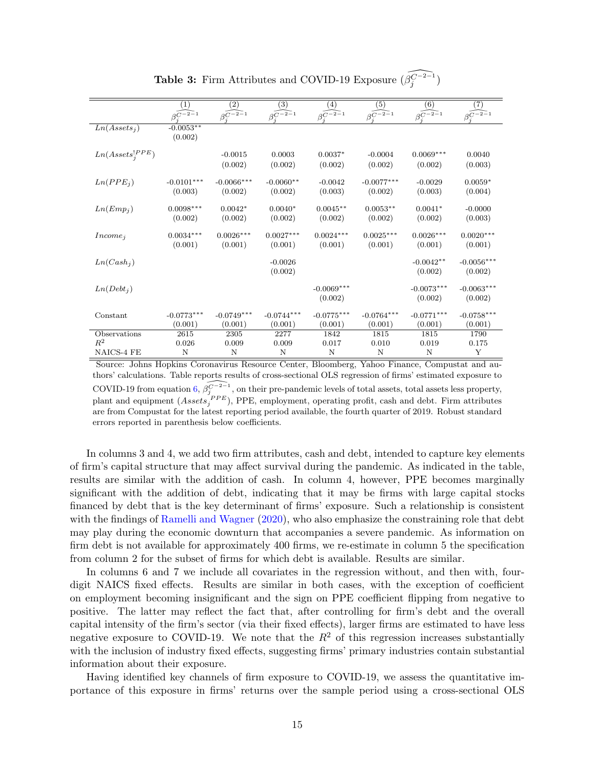**Table 3:** Firm Attributes and COVID-19 Exposure ($\widehat{\beta_j^{C-2-1}}$)

| | (1) | (2) | (3) | (4) | (5) | (6) | (7) |
|---|---|---|---|---|---|---|---|
| | $\widehat{\beta_j^{C-2-1}}$ | $\widehat{\beta_j^{C-2-1}}$ | $\widehat{\beta_j^{C-2-1}}$ | $\widehat{\beta_j^{C-2-1}}$ | $\widehat{\beta_j^{C-2-1}}$ | $\widehat{\beta_j^{C-2-1}}$ | $\widehat{\beta_j^{C-2-1}}$ |
| $Ln(Assets_j)$ | -0.0053** | | | | | | |
| | (0.002) | | | | | | |
| $Ln(Assets_j^{!PPE})$ | | -0.0015 | 0.0003 | 0.0037* | -0.0004 | 0.0069*** | 0.0040 |
| | | (0.002) | (0.002) | (0.002) | (0.002) | (0.002) | (0.003) |
| $Ln(PPE_j)$ | -0.0101*** | -0.0066*** | -0.0060** | -0.0042 | -0.0077*** | -0.0029 | 0.0059* |
| | (0.003) | (0.002) | (0.002) | (0.003) | (0.002) | (0.003) | (0.004) |
| $Ln(Emp_j)$ | 0.0098*** | 0.0042* | 0.0040* | 0.0045** | 0.0053** | 0.0041* | -0.0000 |
| | (0.002) | (0.002) | (0.002) | (0.002) | (0.002) | (0.002) | (0.003) |
| $Income_j$ | 0.0034*** | 0.0026*** | 0.0027*** | 0.0024*** | 0.0025*** | 0.0026*** | 0.0020*** |
| | (0.001) | (0.001) | (0.001) | (0.001) | (0.001) | (0.001) | (0.001) |
| $Ln(Cash_j)$ | | | -0.0026 | | | -0.0042** | -0.0056*** |
| | | | (0.002) | | | (0.002) | (0.002) |
| $Ln(Debt_j)$ | | | | -0.0069*** | | -0.0073*** | -0.0063*** |
| | | | | (0.002) | | (0.002) | (0.002) |
| Constant | -0.0773*** | -0.0749*** | -0.0744*** | -0.0775*** | -0.0764*** | -0.0771*** | -0.0758*** |
| | (0.001) | (0.001) | (0.001) | (0.001) | (0.001) | (0.001) | (0.001) |
| Observations | 2615 | 2305 | 2277 | 1842 | 1815 | 1815 | 1790 |
| $R^2$ | 0.026 | 0.009 | 0.009 | 0.017 | 0.010 | 0.019 | 0.175 |
| NAICS-4 FE | N | N | N | N | N | N | Y |

Source: Johns Hopkins Coronavirus Resource Center, Bloomberg, Yahoo Finance, Compustat and authors' calculations. Table reports results of cross-sectional OLS regression of firms' estimated exposure to COVID-19 from equation 6, $\widehat{\beta_j^{C-2-1}}$, on their pre-pandemic levels of total assets, total assets less property, plant and equipment ($Assets_j^{!PPE}$), PPE, employment, operating profit, cash and debt. Firm attributes are from Compustat for the latest reporting period available, the fourth quarter of 2019. Robust standard errors reported in parenthesis below coefficients.

In columns 3 and 4, we add two firm attributes, cash and debt, intended to capture key elements of firm's capital structure that may affect survival during the pandemic. As indicated in the table, results are similar with the addition of cash. In column 4, however, PPE becomes marginally significant with the addition of debt, indicating that it may be firms with large capital stocks financed by debt that is the key determinant of firms' exposure. Such a relationship is consistent with the findings of Ramelli and Wagner (2020), who also emphasize the constraining role that debt may play during the economic downturn that accompanies a severe pandemic. As information on firm debt is not available for approximately 400 firms, we re-estimate in column 5 the specification from column 2 for the subset of firms for which debt is available. Results are similar.

In columns 6 and 7 we include all covariates in the regression without, and then with, four-digit NAICS fixed effects. Results are similar in both cases, with the exception of coefficient on employment becoming insignificant and the sign on PPE coefficient flipping from negative to positive. The latter may reflect the fact that, after controlling for firm's debt and the overall capital intensity of the firm's sector (via their fixed effects), larger firms are estimated to have less negative exposure to COVID-19. We note that the $R^2$ of this regression increases substantially with the inclusion of industry fixed effects, suggesting firms' primary industries contain substantial information about their exposure.

Having identified key channels of firm exposure to COVID-19, we assess the quantitative importance of this exposure in firms' returns over the sample period using a cross-sectional OLS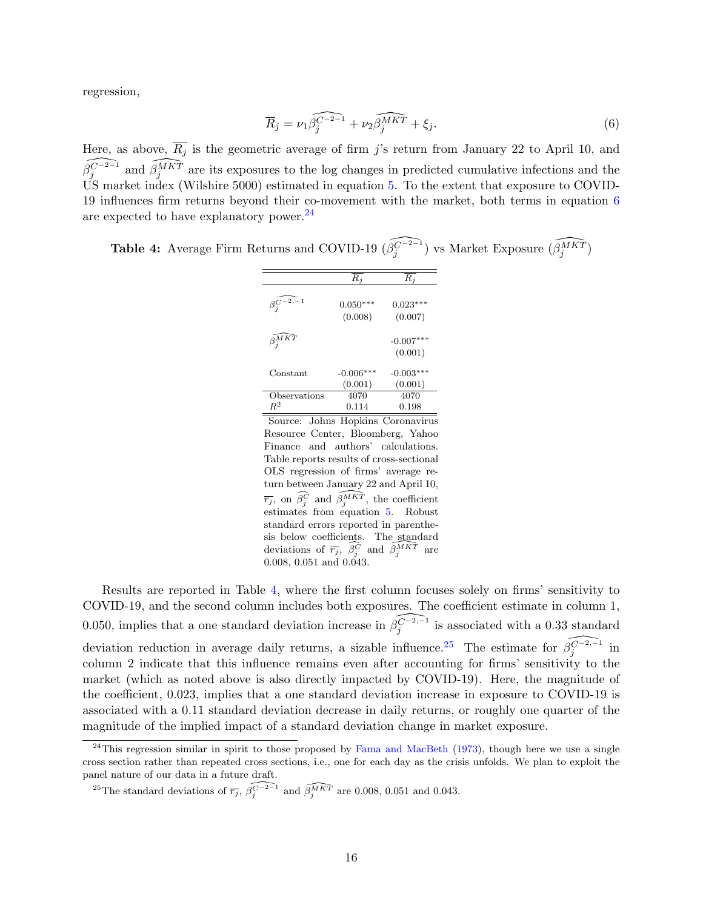regression,

$$\overline{R}_j = \nu_1 \widehat{\beta_j^{C-2-1}} + \nu_2 \widehat{\beta_j^{MKT}} + \xi_j. \tag{6}$$

Here, as above, $\overline{R_j}$ is the geometric average of firm $j$'s return from January 22 to April 10, and $\widehat{\beta_j^{C-2-1}}$ and $\widehat{\beta_j^{MKT}}$ are its exposures to the log changes in predicted cumulative infections and the US market index (Wilshire 5000) estimated in equation 5. To the extent that exposure to COVID-19 influences firm returns beyond their co-movement with the market, both terms in equation 6 are expected to have explanatory power.[24]

**Table 4:** Average Firm Returns and COVID-19 ($\widehat{\beta_j^{C-2-1}}$) vs Market Exposure ($\widehat{\beta_j^{MKT}}$)

| | $\overline{R_j}$ | $\overline{R_j}$ |
|---|---|---|
| $\widehat{\beta_j^{C-2,-1}}$ | 0.050*** | 0.023*** |
| | (0.008) | (0.007) |
| $\widehat{\beta_j^{MKT}}$ | | -0.007*** |
| | | (0.001) |
| Constant | -0.006*** | -0.003*** |
| | (0.001) | (0.001) |
| Observations | 4070 | 4070 |
| $R^2$ | 0.114 | 0.198 |

Source: Johns Hopkins Coronavirus Resource Center, Bloomberg, Yahoo Finance and authors' calculations. Table reports results of cross-sectional OLS regression of firms' average return between January 22 and April 10, $\overline{r_j}$, on $\widehat{\beta_j^C}$ and $\widehat{\beta_j^{MKT}}$, the coefficient estimates from equation 5. Robust standard errors reported in parenthesis below coefficients. The standard deviations of $\overline{r_j}$, $\widehat{\beta_j^C}$ and $\widehat{\beta_j^{MKT}}$ are 0.008, 0.051 and 0.043.

Results are reported in Table 4, where the first column focuses solely on firms' sensitivity to COVID-19, and the second column includes both exposures. The coefficient estimate in column 1, 0.050, implies that a one standard deviation increase in $\widehat{\beta_j^{C-2,-1}}$ is associated with a 0.33 standard deviation reduction in average daily returns, a sizable influence.[25] The estimate for $\widehat{\beta_j^{C-2,-1}}$ in column 2 indicate that this influence remains even after accounting for firms' sensitivity to the market (which as noted above is also directly impacted by COVID-19). Here, the magnitude of the coefficient, 0.023, implies that a one standard deviation increase in exposure to COVID-19 is associated with a 0.11 standard deviation decrease in daily returns, or roughly one quarter of the magnitude of the implied impact of a standard deviation change in market exposure.

[24] This regression similar in spirit to those proposed by Fama and MacBeth (1973), though here we use a single cross section rather than repeated cross sections, i.e., one for each day as the crisis unfolds. We plan to exploit the panel nature of our data in a future draft.

[25] The standard deviations of $\overline{r_j}$, $\widehat{\beta_j^{C-2-1}}$ and $\widehat{\beta_j^{MKT}}$ are 0.008, 0.051 and 0.043.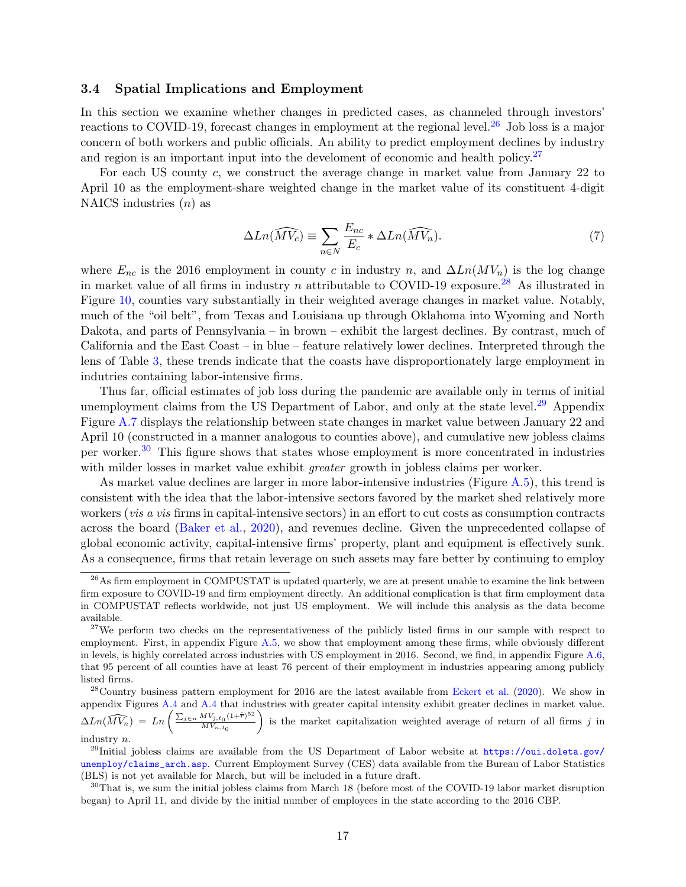### 3.4 Spatial Implications and Employment

In this section we examine whether changes in predicted cases, as channeled through investors' reactions to COVID-19, forecast changes in employment at the regional level.[26] Job loss is a major concern of both workers and public officials. An ability to predict employment declines by industry and region is an important input into the develoment of economic and health policy.[27]

For each US county $c$, we construct the average change in market value from January 22 to April 10 as the employment-share weighted change in the market value of its constituent 4-digit NAICS industries ($n$) as

$$\Delta Ln(\widehat{MV_c}) \equiv \sum_{n \in N} \frac{E_{nc}}{E_c} * \Delta Ln(\widehat{MV_n}). \tag{7}$$

where $E_{nc}$ is the 2016 employment in county $c$ in industry $n$, and $\Delta Ln(MV_n)$ is the log change in market value of all firms in industry $n$ attributable to COVID-19 exposure.[28] As illustrated in Figure 10, counties vary substantially in their weighted average changes in market value. Notably, much of the "oil belt", from Texas and Louisiana up through Oklahoma into Wyoming and North Dakota, and parts of Pennsylvania – in brown – exhibit the largest declines. By contrast, much of California and the East Coast – in blue – feature relatively lower declines. Interpreted through the lens of Table 3, these trends indicate that the coasts have disproportionately large employment in indutries containing labor-intensive firms.

Thus far, official estimates of job loss during the pandemic are available only in terms of initial unemployment claims from the US Department of Labor, and only at the state level.[29] Appendix Figure A.7 displays the relationship between state changes in market value between January 22 and April 10 (constructed in a manner analogous to counties above), and cumulative new jobless claims per worker.[30] This figure shows that states whose employment is more concentrated in industries with milder losses in market value exhibit *greater* growth in jobless claims per worker.

As market value declines are larger in more labor-intensive industries (Figure A.5), this trend is consistent with the idea that the labor-intensive sectors favored by the market shed relatively more workers (*vis a vis* firms in capital-intensive sectors) in an effort to cut costs as consumption contracts across the board (Baker et al., 2020), and revenues decline. Given the unprecedented collapse of global economic activity, capital-intensive firms' property, plant and equipment is effectively sunk. As a consequence, firms that retain leverage on such assets may fare better by continuing to employ

---

[26] As firm employment in COMPUSTAT is updated quarterly, we are at present unable to examine the link between firm exposure to COVID-19 and firm employment directly. An additional complication is that firm employment data in COMPUSTAT reflects worldwide, not just US employment. We will include this analysis as the data become available.

[27] We perform two checks on the representativeness of the publicly listed firms in our sample with respect to employment. First, in appendix Figure A.5, we show that employment among these firms, while obviously different in levels, is highly correlated across industries with US employment in 2016. Second, we find, in appendix Figure A.6, that 95 percent of all counties have at least 76 percent of their employment in industries appearing among publicly listed firms.

[28] Country business pattern employment for 2016 are the latest available from Eckert et al. (2020). We show in appendix Figures A.4 and A.4 that industries with greater capital intensity exhibit greater declines in market value. $\Delta Ln(\widehat{MV_n}) = Ln\left(\frac{\sum_{j \in n} MV_{j,t_0}(1+\hat{r})^{52}}{MV_{n,t_0}}\right)$ is the market capitalization weighted average of return of all firms $j$ in industry $n$.

[29] Initial jobless claims are available from the US Department of Labor website at https://oui.doleta.gov/unemploy/claims_arch.asp. Current Employment Survey (CES) data available from the Bureau of Labor Statistics (BLS) is not yet available for March, but will be included in a future draft.

[30] That is, we sum the initial jobless claims from March 18 (before most of the COVID-19 labor market disruption began) to April 11, and divide by the initial number of employees in the state according to the 2016 CBP.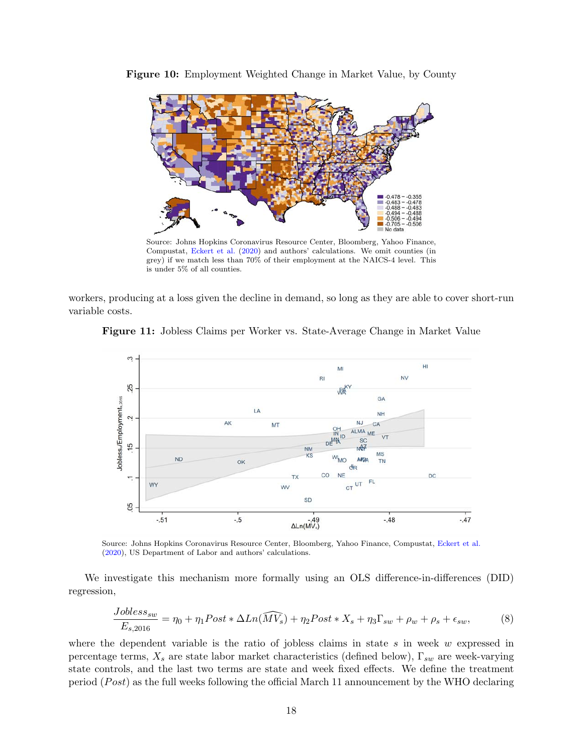**Figure 10:** Employment Weighted Change in Market Value, by County

Source: Johns Hopkins Coronavirus Resource Center, Bloomberg, Yahoo Finance, Compustat, Eckert et al. (2020) and authors' calculations. We omit counties (in grey) if we match less than 70% of their employment at the NAICS-4 level. This is under 5% of all counties.

workers, producing at a loss given the decline in demand, so long as they are able to cover short-run variable costs.

**Figure 11:** Jobless Claims per Worker vs. State-Average Change in Market Value

Source: Johns Hopkins Coronavirus Resource Center, Bloomberg, Yahoo Finance, Compustat, Eckert et al. (2020), US Department of Labor and authors' calculations.

We investigate this mechanism more formally using an OLS difference-in-differences (DID) regression,

$$\frac{Jobless_{sw}}{E_{s,2016}} = \eta_0 + \eta_1 Post * \Delta Ln(\widehat{MV_s}) + \eta_2 Post * X_s + \eta_3 \Gamma_{sw} + \rho_w + \rho_s + \epsilon_{sw}, \tag{8}$$

where the dependent variable is the ratio of jobless claims in state $s$ in week $w$ expressed in percentage terms, $X_s$ are state labor market characteristics (defined below), $\Gamma_{sw}$ are week-varying state controls, and the last two terms are state and week fixed effects. We define the treatment period ($Post$) as the full weeks following the official March 11 announcement by the WHO declaring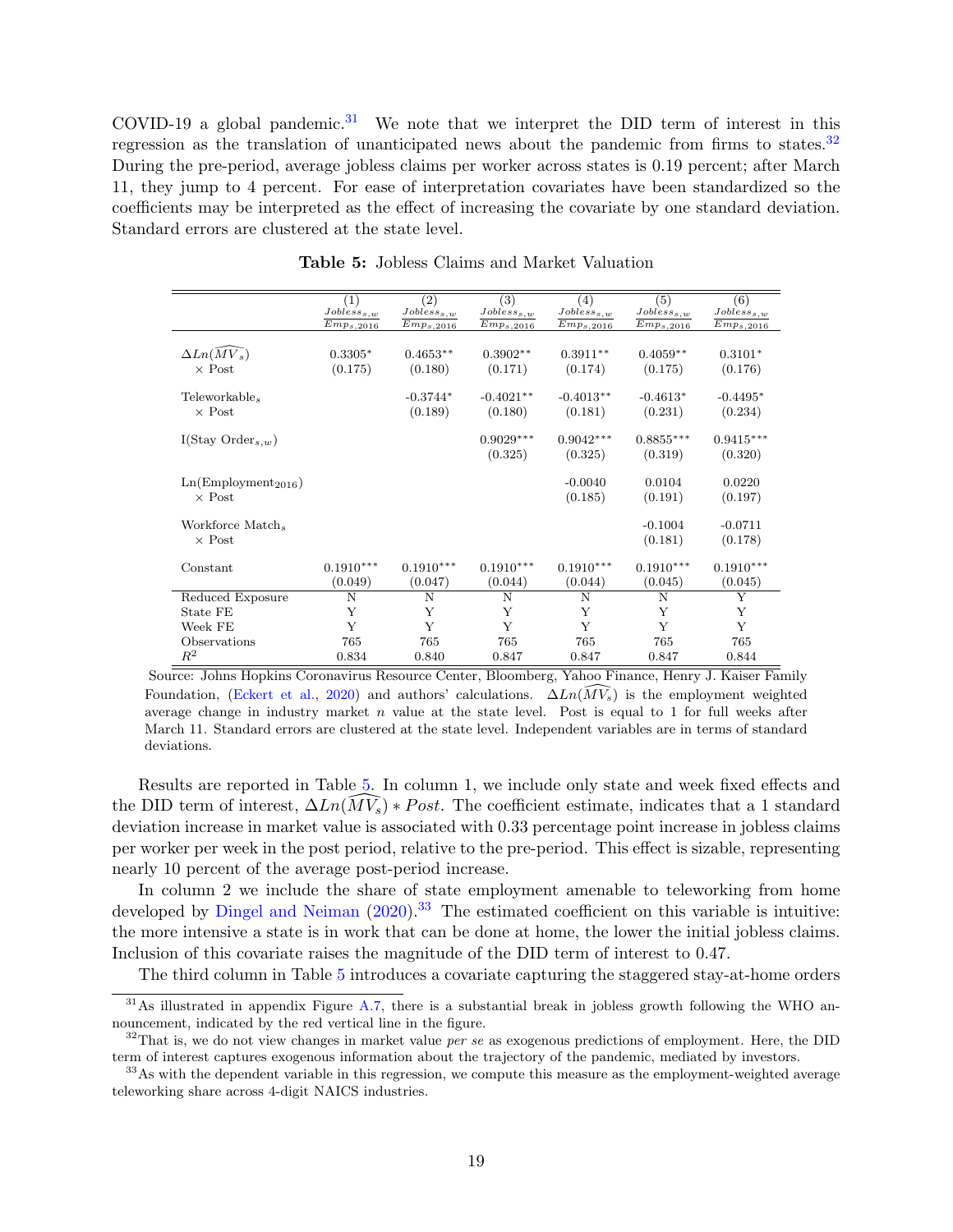COVID-19 a global pandemic.[31] We note that we interpret the DID term of interest in this regression as the translation of unanticipated news about the pandemic from firms to states.[32] During the pre-period, average jobless claims per worker across states is 0.19 percent; after March 11, they jump to 4 percent. For ease of interpretation covariates have been standardized so the coefficients may be interpreted as the effect of increasing the covariate by one standard deviation. Standard errors are clustered at the state level.

**Table 5:** Jobless Claims and Market Valuation

| | (1) $\frac{Jobless_{s,w}}{Emp_{s,2016}}$ | (2) $\frac{Jobless_{s,w}}{Emp_{s,2016}}$ | (3) $\frac{Jobless_{s,w}}{Emp_{s,2016}}$ | (4) $\frac{Jobless_{s,w}}{Emp_{s,2016}}$ | (5) $\frac{Jobless_{s,w}}{Emp_{s,2016}}$ | (6) $\frac{Jobless_{s,w}}{Emp_{s,2016}}$ |
|---|---|---|---|---|---|---|
| $\Delta Ln(\widehat{MV_s})$ | 0.3305* | 0.4653** | 0.3902** | 0.3911** | 0.4059** | 0.3101* |
| × Post | (0.175) | (0.180) | (0.171) | (0.174) | (0.175) | (0.176) |
| Teleworkable$_s$ | | -0.3744* | -0.4021** | -0.4013** | -0.4613* | -0.4495* |
| × Post | | (0.189) | (0.180) | (0.181) | (0.231) | (0.234) |
| I(Stay Order$_{s,w}$) | | | 0.9029*** | 0.9042*** | 0.8855*** | 0.9415*** |
| | | | (0.325) | (0.325) | (0.319) | (0.320) |
| Ln(Employment$_{2016}$) | | | | -0.0040 | 0.0104 | 0.0220 |
| × Post | | | | (0.185) | (0.191) | (0.197) |
| Workforce Match$_s$ | | | | | -0.1004 | -0.0711 |
| × Post | | | | | (0.181) | (0.178) |
| Constant | 0.1910*** | 0.1910*** | 0.1910*** | 0.1910*** | 0.1910*** | 0.1910*** |
| | (0.049) | (0.047) | (0.044) | (0.044) | (0.045) | (0.045) |
| Reduced Exposure | N | N | N | N | N | Y |
| State FE | Y | Y | Y | Y | Y | Y |
| Week FE | Y | Y | Y | Y | Y | Y |
| Observations | 765 | 765 | 765 | 765 | 765 | 765 |
| $R^2$ | 0.834 | 0.840 | 0.847 | 0.847 | 0.847 | 0.844 |

Source: Johns Hopkins Coronavirus Resource Center, Bloomberg, Yahoo Finance, Henry J. Kaiser Family Foundation, (Eckert et al., 2020) and authors' calculations. $\Delta Ln(\widehat{MV_s})$ is the employment weighted average change in industry market $n$ value at the state level. Post is equal to 1 for full weeks after March 11. Standard errors are clustered at the state level. Independent variables are in terms of standard deviations.

Results are reported in Table 5. In column 1, we include only state and week fixed effects and the DID term of interest, $\Delta Ln(\widehat{MV_s}) * Post$. The coefficient estimate, indicates that a 1 standard deviation increase in market value is associated with 0.33 percentage point increase in jobless claims per worker per week in the post period, relative to the pre-period. This effect is sizable, representing nearly 10 percent of the average post-period increase.

In column 2 we include the share of state employment amenable to teleworking from home developed by Dingel and Neiman (2020).[33] The estimated coefficient on this variable is intuitive: the more intensive a state is in work that can be done at home, the lower the initial jobless claims. Inclusion of this covariate raises the magnitude of the DID term of interest to 0.47.

The third column in Table 5 introduces a covariate capturing the staggered stay-at-home orders

[31] As illustrated in appendix Figure A.7, there is a substantial break in jobless growth following the WHO announcement, indicated by the red vertical line in the figure.

[32] That is, we do not view changes in market value *per se* as exogenous predictions of employment. Here, the DID term of interest captures exogenous information about the trajectory of the pandemic, mediated by investors.

[33] As with the dependent variable in this regression, we compute this measure as the employment-weighted average teleworking share across 4-digit NAICS industries.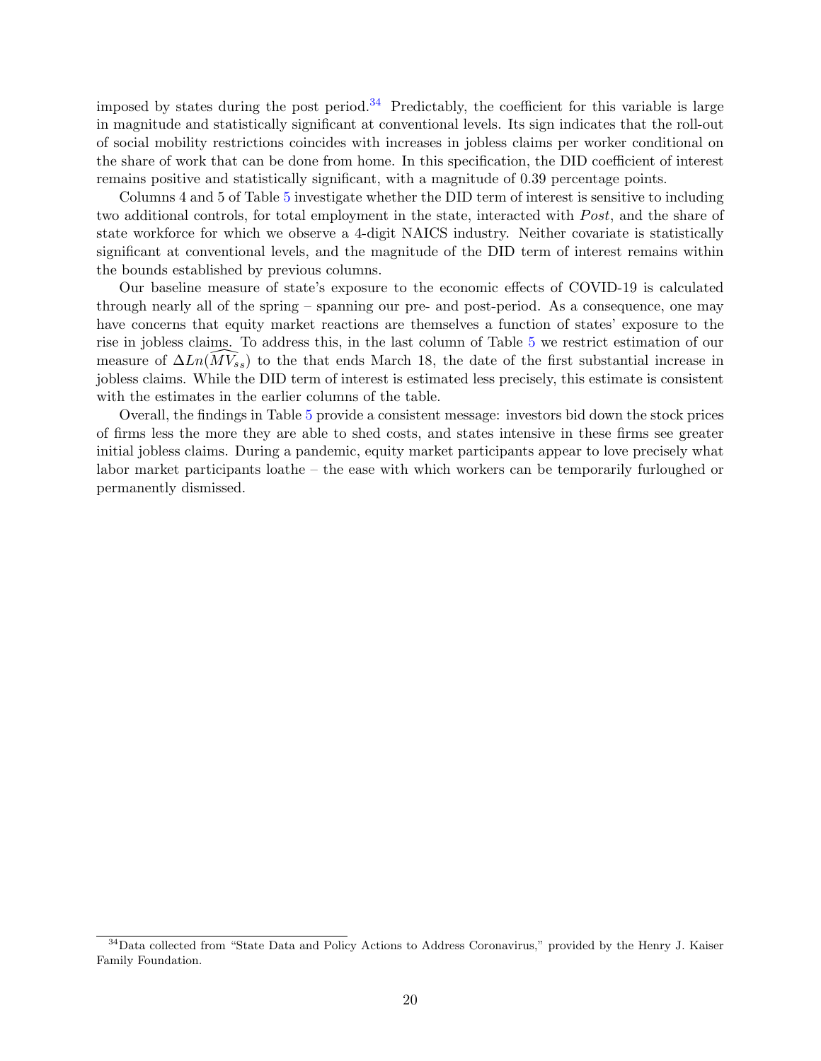imposed by states during the post period.[34] Predictably, the coefficient for this variable is large in magnitude and statistically significant at conventional levels. Its sign indicates that the roll-out of social mobility restrictions coincides with increases in jobless claims per worker conditional on the share of work that can be done from home. In this specification, the DID coefficient of interest remains positive and statistically significant, with a magnitude of 0.39 percentage points.

Columns 4 and 5 of Table 5 investigate whether the DID term of interest is sensitive to including two additional controls, for total employment in the state, interacted with *Post*, and the share of state workforce for which we observe a 4-digit NAICS industry. Neither covariate is statistically significant at conventional levels, and the magnitude of the DID term of interest remains within the bounds established by previous columns.

Our baseline measure of state's exposure to the economic effects of COVID-19 is calculated through nearly all of the spring – spanning our pre- and post-period. As a consequence, one may have concerns that equity market reactions are themselves a function of states' exposure to the rise in jobless claims. To address this, in the last column of Table 5 we restrict estimation of our measure of $\Delta Ln(\widehat{MV_{ss}})$ to the that ends March 18, the date of the first substantial increase in jobless claims. While the DID term of interest is estimated less precisely, this estimate is consistent with the estimates in the earlier columns of the table.

Overall, the findings in Table 5 provide a consistent message: investors bid down the stock prices of firms less the more they are able to shed costs, and states intensive in these firms see greater initial jobless claims. During a pandemic, equity market participants appear to love precisely what labor market participants loathe – the ease with which workers can be temporarily furloughed or permanently dismissed.

[34] Data collected from "State Data and Policy Actions to Address Coronavirus," provided by the Henry J. Kaiser Family Foundation.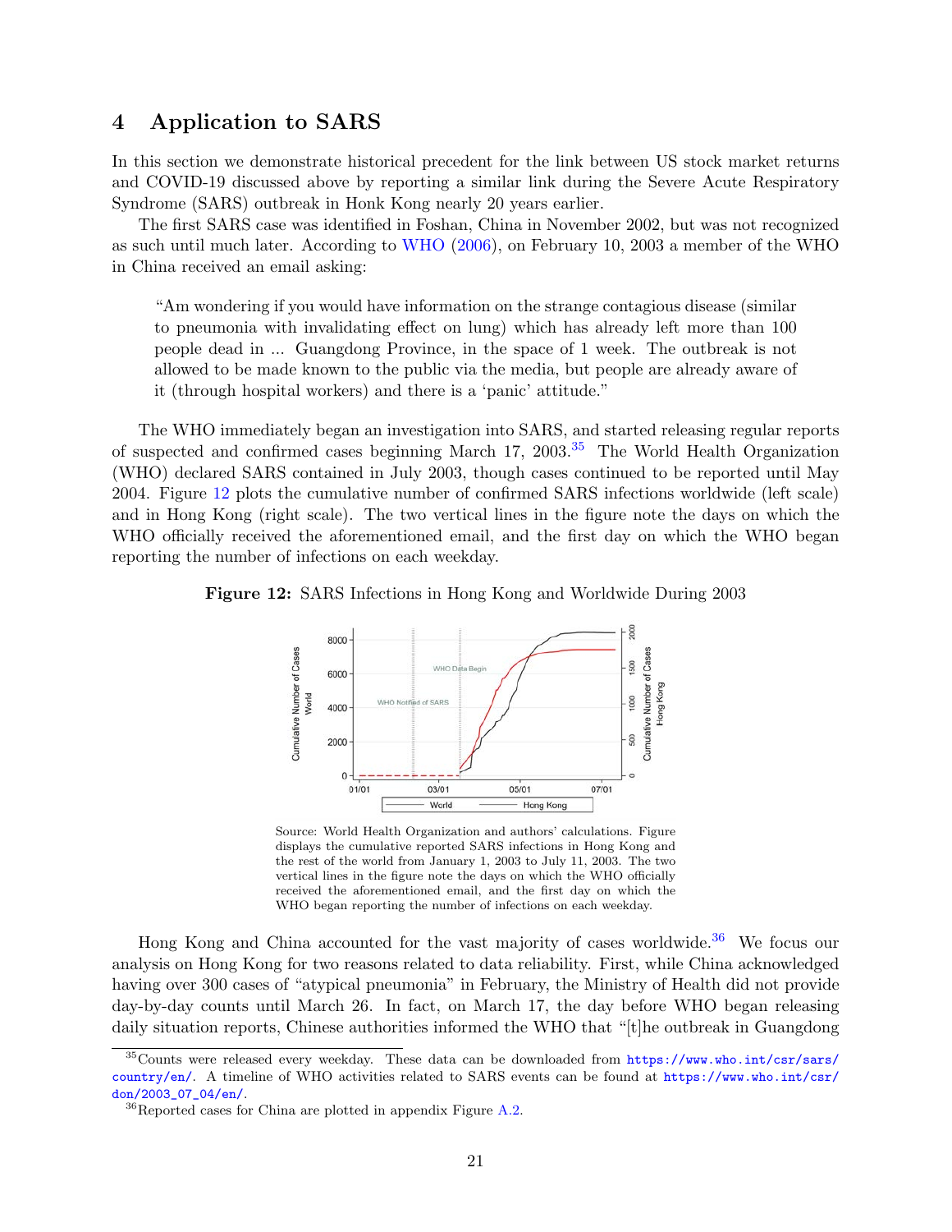## 4 Application to SARS

In this section we demonstrate historical precedent for the link between US stock market returns and COVID-19 discussed above by reporting a similar link during the Severe Acute Respiratory Syndrome (SARS) outbreak in Honk Kong nearly 20 years earlier.

The first SARS case was identified in Foshan, China in November 2002, but was not recognized as such until much later. According to WHO (2006), on February 10, 2003 a member of the WHO in China received an email asking:

> "Am wondering if you would have information on the strange contagious disease (similar to pneumonia with invalidating effect on lung) which has already left more than 100 people dead in ... Guangdong Province, in the space of 1 week. The outbreak is not allowed to be made known to the public via the media, but people are already aware of it (through hospital workers) and there is a 'panic' attitude."

The WHO immediately began an investigation into SARS, and started releasing regular reports of suspected and confirmed cases beginning March 17, 2003.[35] The World Health Organization (WHO) declared SARS contained in July 2003, though cases continued to be reported until May 2004. Figure 12 plots the cumulative number of confirmed SARS infections worldwide (left scale) and in Hong Kong (right scale). The two vertical lines in the figure note the days on which the WHO officially received the aforementioned email, and the first day on which the WHO began reporting the number of infections on each weekday.

**Figure 12:** SARS Infections in Hong Kong and Worldwide During 2003

Source: World Health Organization and authors' calculations. Figure displays the cumulative reported SARS infections in Hong Kong and the rest of the world from January 1, 2003 to July 11, 2003. The two vertical lines in the figure note the days on which the WHO officially received the aforementioned email, and the first day on which the WHO began reporting the number of infections on each weekday.

Hong Kong and China accounted for the vast majority of cases worldwide.[36] We focus our analysis on Hong Kong for two reasons related to data reliability. First, while China acknowledged having over 300 cases of "atypical pneumonia" in February, the Ministry of Health did not provide day-by-day counts until March 26. In fact, on March 17, the day before WHO began releasing daily situation reports, Chinese authorities informed the WHO that "[t]he outbreak in Guangdong

[35] Counts were released every weekday. These data can be downloaded from https://www.who.int/csr/sars/country/en/. A timeline of WHO activities related to SARS events can be found at https://www.who.int/csr/don/2003_07_04/en/.

[36] Reported cases for China are plotted in appendix Figure A.2.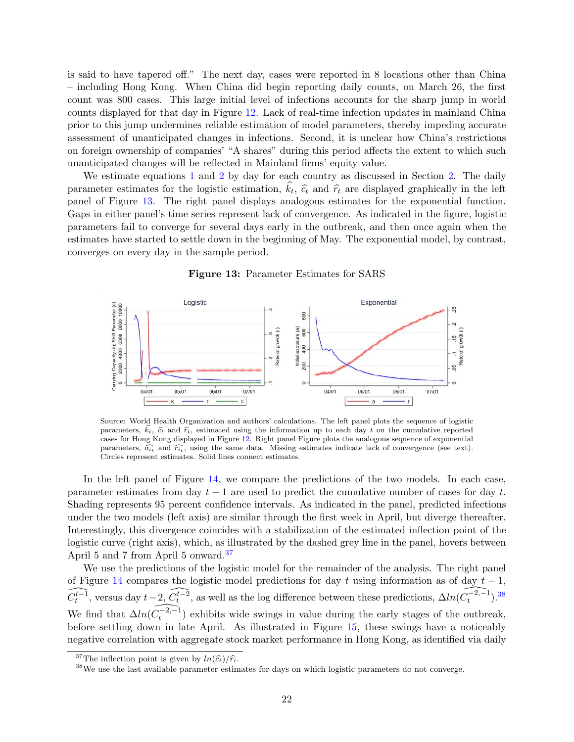is said to have tapered off." The next day, cases were reported in 8 locations other than China – including Hong Kong. When China did begin reporting daily counts, on March 26, the first count was 800 cases. This large initial level of infections accounts for the sharp jump in world counts displayed for that day in Figure 12. Lack of real-time infection updates in mainland China prior to this jump undermines reliable estimation of model parameters, thereby impeding accurate assessment of unanticipated changes in infections. Second, it is unclear how China's restrictions on foreign ownership of companies' "A shares" during this period affects the extent to which such unanticipated changes will be reflected in Mainland firms' equity value.

We estimate equations 1 and 2 by day for each country as discussed in Section 2. The daily parameter estimates for the logistic estimation, $\widehat{k}_t$, $\widehat{c}_t$ and $\widehat{r}_t$ are displayed graphically in the left panel of Figure 13. The right panel displays analogous estimates for the exponential function. Gaps in either panel's time series represent lack of convergence. As indicated in the figure, logistic parameters fail to converge for several days early in the outbreak, and then once again when the estimates have started to settle down in the beginning of May. The exponential model, by contrast, converges on every day in the sample period.

**Figure 13:** Parameter Estimates for SARS

Source: World Health Organization and authors' calculations. The left panel plots the sequence of logistic parameters, $\widehat{k}_t$, $\widehat{c}_t$ and $\widehat{r}_t$, estimated using the information up to each day $t$ on the cumulative reported cases for Hong Kong displayed in Figure 12. Right panel Figure plots the analogous sequence of exponential parameters, $\widehat{a_{i_t}}$ and $\widehat{r_{i_t}}$, using the same data. Missing estimates indicate lack of convergence (see text). Circles represent estimates. Solid lines connect estimates.

In the left panel of Figure 14, we compare the predictions of the two models. In each case, parameter estimates from day $t-1$ are used to predict the cumulative number of cases for day $t$. Shading represents 95 percent confidence intervals. As indicated in the panel, predicted infections under the two models (left axis) are similar through the first week in April, but diverge thereafter. Interestingly, this divergence coincides with a stabilization of the estimated inflection point of the logistic curve (right axis), which, as illustrated by the dashed grey line in the panel, hovers between April 5 and 7 from April 5 onward.[37]

We use the predictions of the logistic model for the remainder of the analysis. The right panel of Figure 14 compares the logistic model predictions for day $t$ using information as of day $t-1$, $\widehat{C_t^{t-1}}$, versus day $t-2$, $\widehat{C_t^{t-2}}$, as well as the log difference between these predictions, $\Delta ln(\widehat{C_t^{-2,-1}})$.[38] We find that $\Delta ln(\widehat{C_t^{-2,-1}})$ exhibits wide swings in value during the early stages of the outbreak, before settling down in late April. As illustrated in Figure 15, these swings have a noticeably negative correlation with aggregate stock market performance in Hong Kong, as identified via daily

[37] The inflection point is given by $ln(\widehat{c}_t)/\widehat{r}_t$.

[38] We use the last available parameter estimates for days on which logistic parameters do not converge.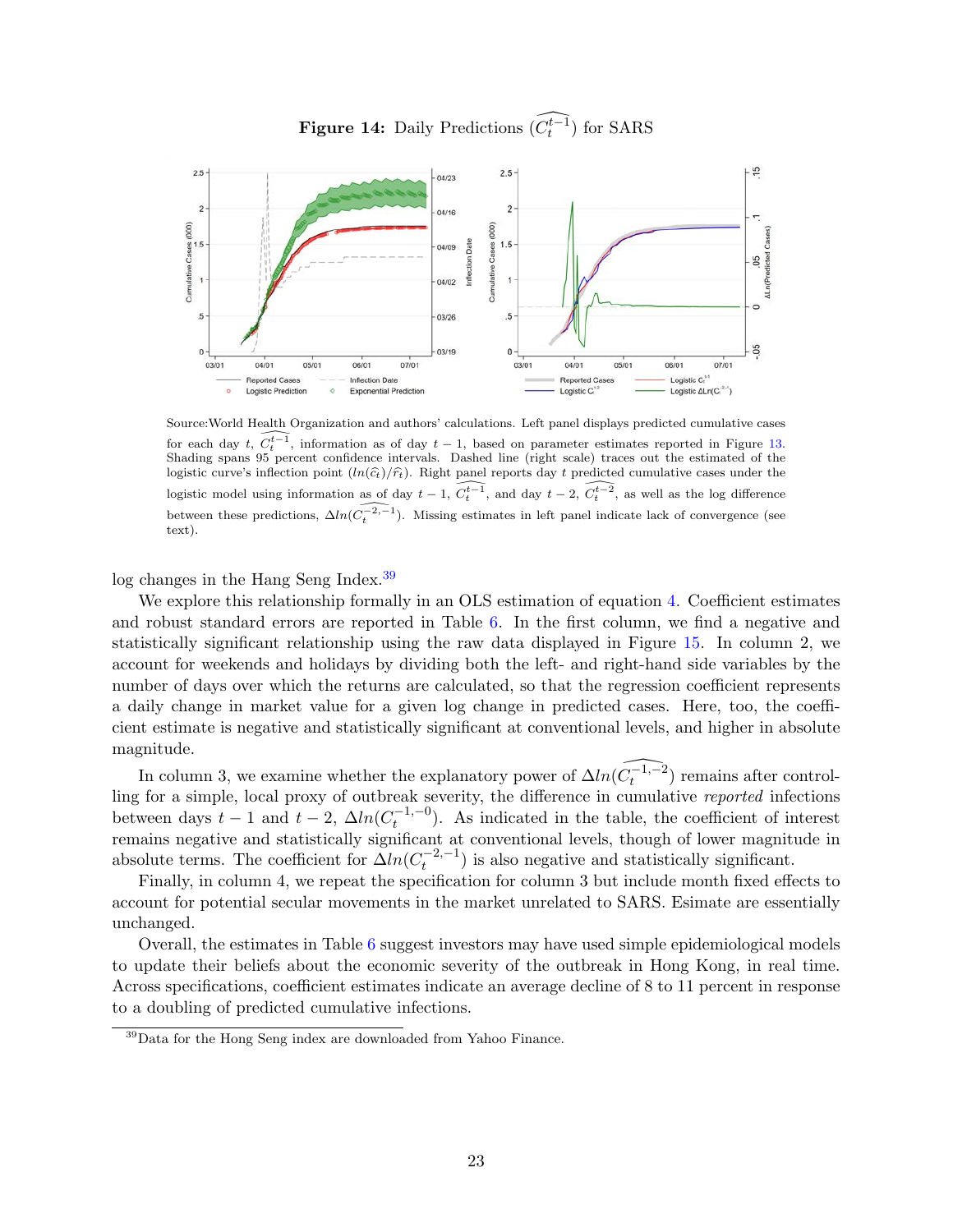**Figure 14:** Daily Predictions ($\widehat{C_t^{t-1}}$) for SARS

Source:World Health Organization and authors' calculations. Left panel displays predicted cumulative cases for each day $t$, $\widehat{C_t^{t-1}}$, information as of day $t-1$, based on parameter estimates reported in Figure 13. Shading spans 95 percent confidence intervals. Dashed line (right scale) traces out the estimated of the logistic curve's inflection point ($ln(\widehat{c}_t)/\widehat{r}_t$). Right panel reports day $t$ predicted cumulative cases under the logistic model using information as of day $t-1$, $\widehat{C_t^{t-1}}$, and day $t-2$, $\widehat{C_t^{t-2}}$, as well as the log difference between these predictions, $\Delta ln(\widehat{C_t^{-2,-1}})$. Missing estimates in left panel indicate lack of convergence (see text).

log changes in the Hang Seng Index.[39]

We explore this relationship formally in an OLS estimation of equation 4. Coefficient estimates and robust standard errors are reported in Table 6. In the first column, we find a negative and statistically significant relationship using the raw data displayed in Figure 15. In column 2, we account for weekends and holidays by dividing both the left- and right-hand side variables by the number of days over which the returns are calculated, so that the regression coefficient represents a daily change in market value for a given log change in predicted cases. Here, too, the coefficient estimate is negative and statistically significant at conventional levels, and higher in absolute magnitude.

In column 3, we examine whether the explanatory power of $\Delta ln(\widehat{C_t^{-1,-2}})$ remains after controlling for a simple, local proxy of outbreak severity, the difference in cumulative *reported* infections between days $t-1$ and $t-2$, $\Delta ln(C_t^{-1,-0})$. As indicated in the table, the coefficient of interest remains negative and statistically significant at conventional levels, though of lower magnitude in absolute terms. The coefficient for $\Delta ln(C_t^{-2,-1})$ is also negative and statistically significant.

Finally, in column 4, we repeat the specification for column 3 but include month fixed effects to account for potential secular movements in the market unrelated to SARS. Esimate are essentially unchanged.

Overall, the estimates in Table 6 suggest investors may have used simple epidemiological models to update their beliefs about the economic severity of the outbreak in Hong Kong, in real time. Across specifications, coefficient estimates indicate an average decline of 8 to 11 percent in response to a doubling of predicted cumulative infections.

[39] Data for the Hong Seng index are downloaded from Yahoo Finance.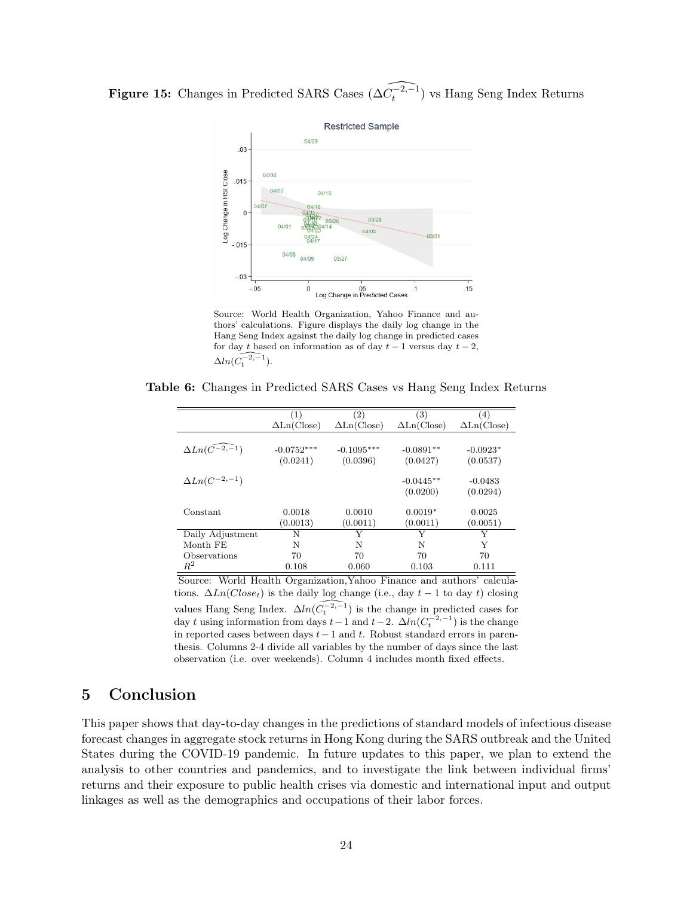**Figure 15:** Changes in Predicted SARS Cases ($\Delta\widehat{C_t^{-2,-1}}$) vs Hang Seng Index Returns

Source: World Health Organization, Yahoo Finance and authors' calculations. Figure displays the daily log change in the Hang Seng Index against the daily log change in predicted cases for day $t$ based on information as of day $t-1$ versus day $t-2$, $\Delta ln(\widehat{C_t^{-2,-1}})$.

**Table 6:** Changes in Predicted SARS Cases vs Hang Seng Index Returns

| | (1) | (2) | (3) | (4) |
|---|---|---|---|---|
| | ΔLn(Close) | ΔLn(Close) | ΔLn(Close) | ΔLn(Close) |
| $\Delta Ln(\widehat{C^{-2,-1}})$ | -0.0752*** | -0.1095*** | -0.0891** | -0.0923* |
| | (0.0241) | (0.0396) | (0.0427) | (0.0537) |
| $\Delta Ln(C^{-2,-1})$ | | | -0.0445** | -0.0483 |
| | | | (0.0200) | (0.0294) |
| Constant | 0.0018 | 0.0010 | 0.0019* | 0.0025 |
| | (0.0013) | (0.0011) | (0.0011) | (0.0051) |
| Daily Adjustment | N | Y | Y | Y |
| Month FE | N | N | N | Y |
| Observations | 70 | 70 | 70 | 70 |
| $R^2$ | 0.108 | 0.060 | 0.103 | 0.111 |

Source: World Health Organization,Yahoo Finance and authors' calculations. $\Delta Ln(Close_t)$ is the daily log change (i.e., day $t-1$ to day $t$) closing values Hang Seng Index. $\Delta ln(\widehat{C_t^{-2,-1}})$ is the change in predicted cases for day $t$ using information from days $t-1$ and $t-2$. $\Delta ln(C_t^{-2,-1})$ is the change in reported cases between days $t-1$ and $t$. Robust standard errors in parenthesis. Columns 2-4 divide all variables by the number of days since the last observation (i.e. over weekends). Column 4 includes month fixed effects.

## 5 Conclusion

This paper shows that day-to-day changes in the predictions of standard models of infectious disease forecast changes in aggregate stock returns in Hong Kong during the SARS outbreak and the United States during the COVID-19 pandemic. In future updates to this paper, we plan to extend the analysis to other countries and pandemics, and to investigate the link between individual firms' returns and their exposure to public health crises via domestic and international input and output linkages as well as the demographics and occupations of their labor forces.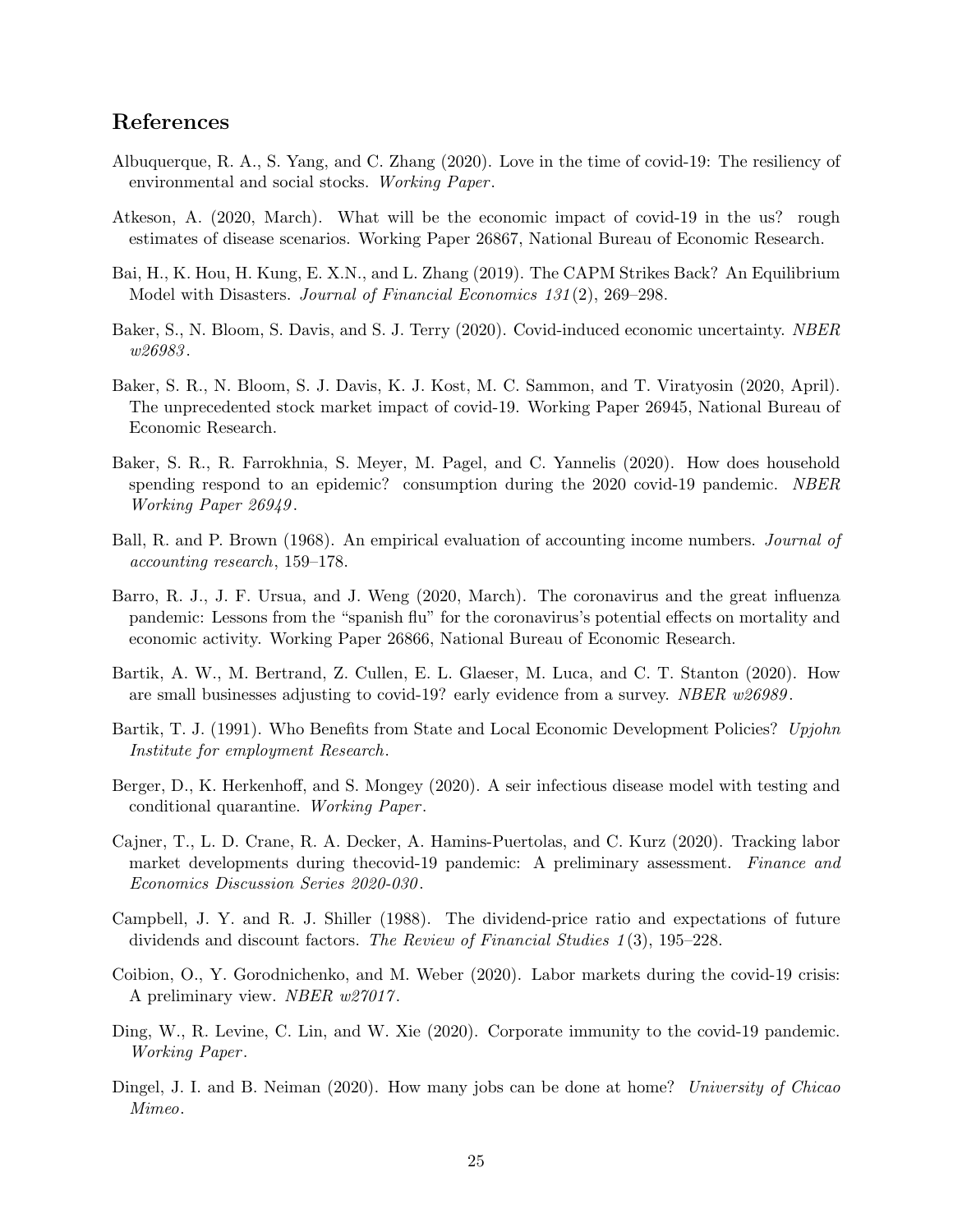## References

Albuquerque, R. A., S. Yang, and C. Zhang (2020). Love in the time of covid-19: The resiliency of environmental and social stocks. *Working Paper*.

Atkeson, A. (2020, March). What will be the economic impact of covid-19 in the us? rough estimates of disease scenarios. Working Paper 26867, National Bureau of Economic Research.

Bai, H., K. Hou, H. Kung, E. X.N., and L. Zhang (2019). The CAPM Strikes Back? An Equilibrium Model with Disasters. *Journal of Financial Economics 131*(2), 269–298.

Baker, S., N. Bloom, S. Davis, and S. J. Terry (2020). Covid-induced economic uncertainty. *NBER w26983*.

Baker, S. R., N. Bloom, S. J. Davis, K. J. Kost, M. C. Sammon, and T. Viratyosin (2020, April). The unprecedented stock market impact of covid-19. Working Paper 26945, National Bureau of Economic Research.

Baker, S. R., R. Farrokhnia, S. Meyer, M. Pagel, and C. Yannelis (2020). How does household spending respond to an epidemic? consumption during the 2020 covid-19 pandemic. *NBER Working Paper 26949*.

Ball, R. and P. Brown (1968). An empirical evaluation of accounting income numbers. *Journal of accounting research*, 159–178.

Barro, R. J., J. F. Ursua, and J. Weng (2020, March). The coronavirus and the great influenza pandemic: Lessons from the "spanish flu" for the coronavirus's potential effects on mortality and economic activity. Working Paper 26866, National Bureau of Economic Research.

Bartik, A. W., M. Bertrand, Z. Cullen, E. L. Glaeser, M. Luca, and C. T. Stanton (2020). How are small businesses adjusting to covid-19? early evidence from a survey. *NBER w26989*.

Bartik, T. J. (1991). Who Benefits from State and Local Economic Development Policies? *Upjohn Institute for employment Research*.

Berger, D., K. Herkenhoff, and S. Mongey (2020). A seir infectious disease model with testing and conditional quarantine. *Working Paper*.

Cajner, T., L. D. Crane, R. A. Decker, A. Hamins-Puertolas, and C. Kurz (2020). Tracking labor market developments during thecovid-19 pandemic: A preliminary assessment. *Finance and Economics Discussion Series 2020-030*.

Campbell, J. Y. and R. J. Shiller (1988). The dividend-price ratio and expectations of future dividends and discount factors. *The Review of Financial Studies 1*(3), 195–228.

Coibion, O., Y. Gorodnichenko, and M. Weber (2020). Labor markets during the covid-19 crisis: A preliminary view. *NBER w27017*.

Ding, W., R. Levine, C. Lin, and W. Xie (2020). Corporate immunity to the covid-19 pandemic. *Working Paper*.

Dingel, J. I. and B. Neiman (2020). How many jobs can be done at home? *University of Chicao Mimeo*.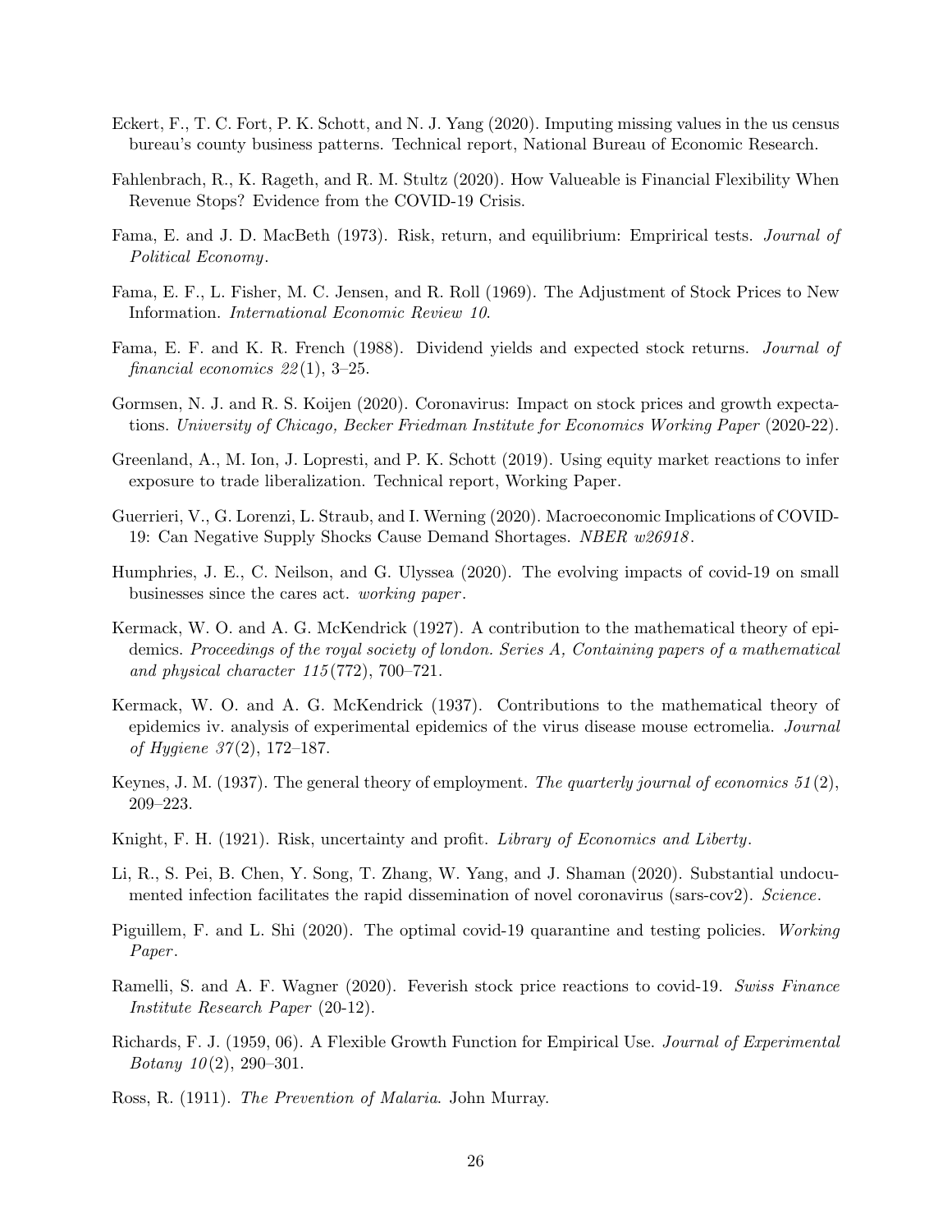Eckert, F., T. C. Fort, P. K. Schott, and N. J. Yang (2020). Imputing missing values in the us census bureau's county business patterns. Technical report, National Bureau of Economic Research.

Fahlenbrach, R., K. Rageth, and R. M. Stultz (2020). How Valueable is Financial Flexibility When Revenue Stops? Evidence from the COVID-19 Crisis.

Fama, E. and J. D. MacBeth (1973). Risk, return, and equilibrium: Emprirical tests. *Journal of Political Economy*.

Fama, E. F., L. Fisher, M. C. Jensen, and R. Roll (1969). The Adjustment of Stock Prices to New Information. *International Economic Review 10*.

Fama, E. F. and K. R. French (1988). Dividend yields and expected stock returns. *Journal of financial economics 22*(1), 3–25.

Gormsen, N. J. and R. S. Koijen (2020). Coronavirus: Impact on stock prices and growth expectations. *University of Chicago, Becker Friedman Institute for Economics Working Paper* (2020-22).

Greenland, A., M. Ion, J. Lopresti, and P. K. Schott (2019). Using equity market reactions to infer exposure to trade liberalization. Technical report, Working Paper.

Guerrieri, V., G. Lorenzi, L. Straub, and I. Werning (2020). Macroeconomic Implications of COVID-19: Can Negative Supply Shocks Cause Demand Shortages. *NBER w26918*.

Humphries, J. E., C. Neilson, and G. Ulyssea (2020). The evolving impacts of covid-19 on small businesses since the cares act. *working paper*.

Kermack, W. O. and A. G. McKendrick (1927). A contribution to the mathematical theory of epidemics. *Proceedings of the royal society of london. Series A, Containing papers of a mathematical and physical character 115*(772), 700–721.

Kermack, W. O. and A. G. McKendrick (1937). Contributions to the mathematical theory of epidemics iv. analysis of experimental epidemics of the virus disease mouse ectromelia. *Journal of Hygiene 37*(2), 172–187.

Keynes, J. M. (1937). The general theory of employment. *The quarterly journal of economics 51*(2), 209–223.

Knight, F. H. (1921). Risk, uncertainty and profit. *Library of Economics and Liberty*.

Li, R., S. Pei, B. Chen, Y. Song, T. Zhang, W. Yang, and J. Shaman (2020). Substantial undocumented infection facilitates the rapid dissemination of novel coronavirus (sars-cov2). *Science*.

Piguillem, F. and L. Shi (2020). The optimal covid-19 quarantine and testing policies. *Working Paper*.

Ramelli, S. and A. F. Wagner (2020). Feverish stock price reactions to covid-19. *Swiss Finance Institute Research Paper* (20-12).

Richards, F. J. (1959, 06). A Flexible Growth Function for Empirical Use. *Journal of Experimental Botany 10*(2), 290–301.

Ross, R. (1911). *The Prevention of Malaria*. John Murray.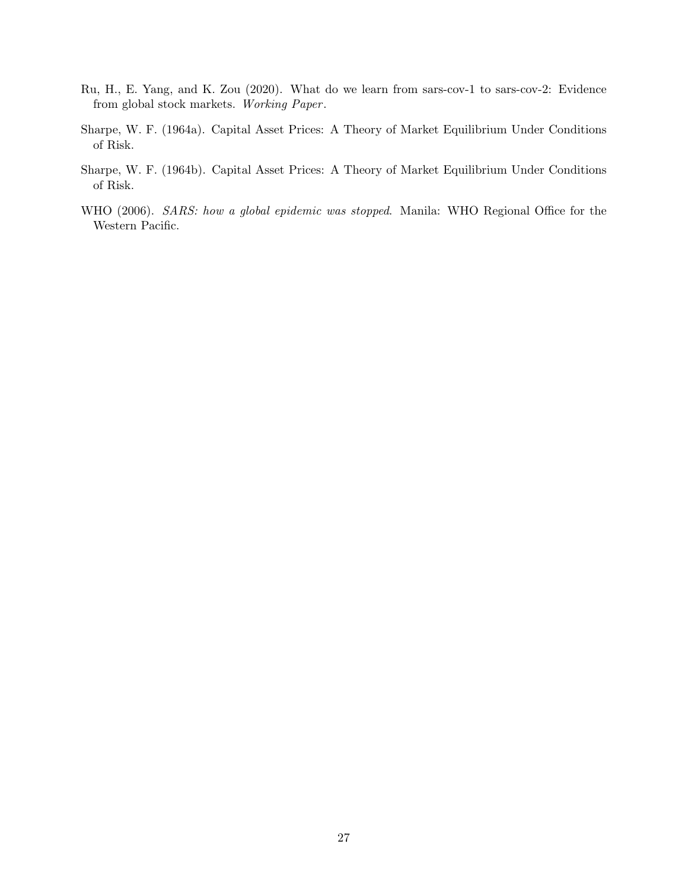Ru, H., E. Yang, and K. Zou (2020). What do we learn from sars-cov-1 to sars-cov-2: Evidence from global stock markets. *Working Paper*.

Sharpe, W. F. (1964a). Capital Asset Prices: A Theory of Market Equilibrium Under Conditions of Risk.

Sharpe, W. F. (1964b). Capital Asset Prices: A Theory of Market Equilibrium Under Conditions of Risk.

WHO (2006). *SARS: how a global epidemic was stopped*. Manila: WHO Regional Office for the Western Pacific.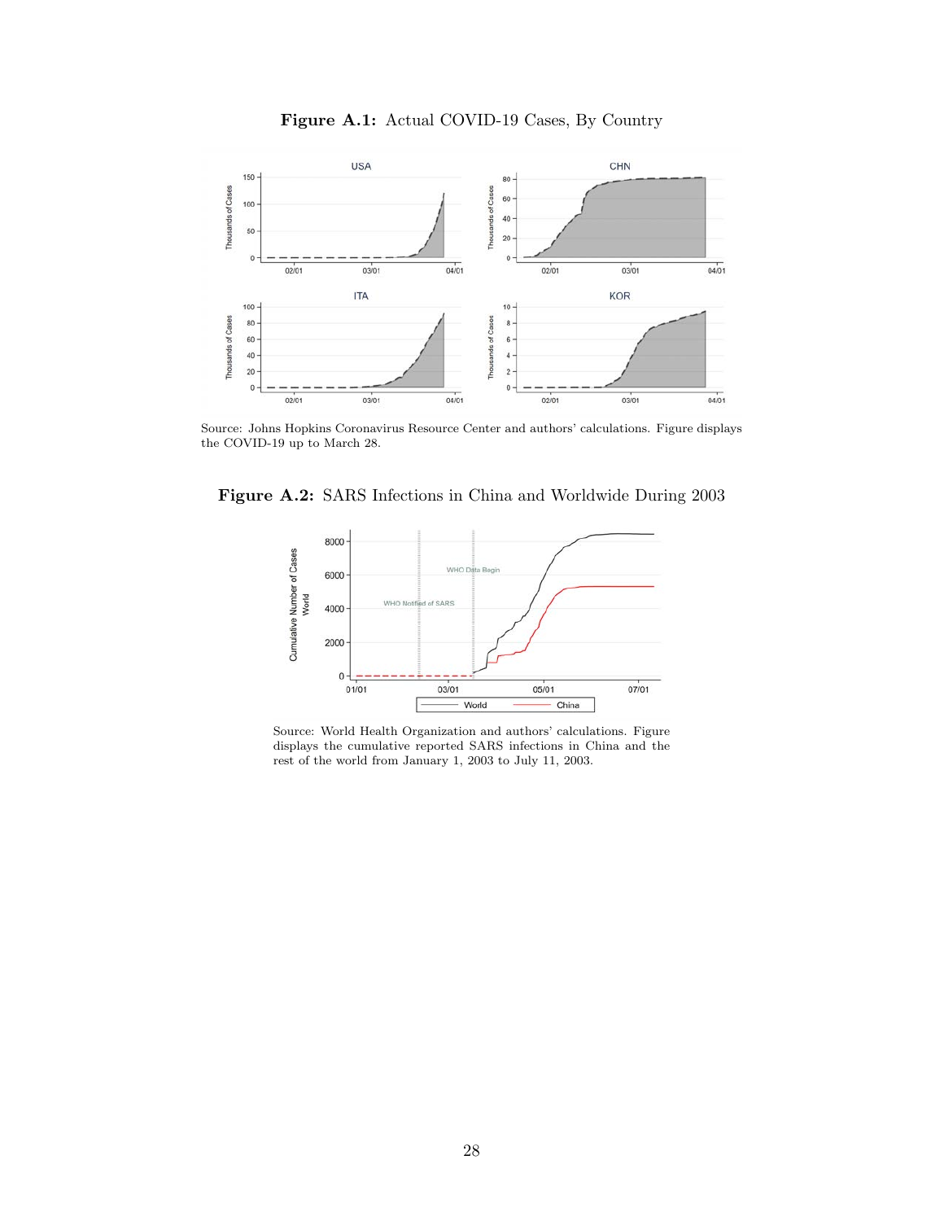**Figure A.1:** Actual COVID-19 Cases, By Country

Source: Johns Hopkins Coronavirus Resource Center and authors' calculations. Figure displays the COVID-19 up to March 28.

**Figure A.2:** SARS Infections in China and Worldwide During 2003

Source: World Health Organization and authors' calculations. Figure displays the cumulative reported SARS infections in China and the rest of the world from January 1, 2003 to July 11, 2003.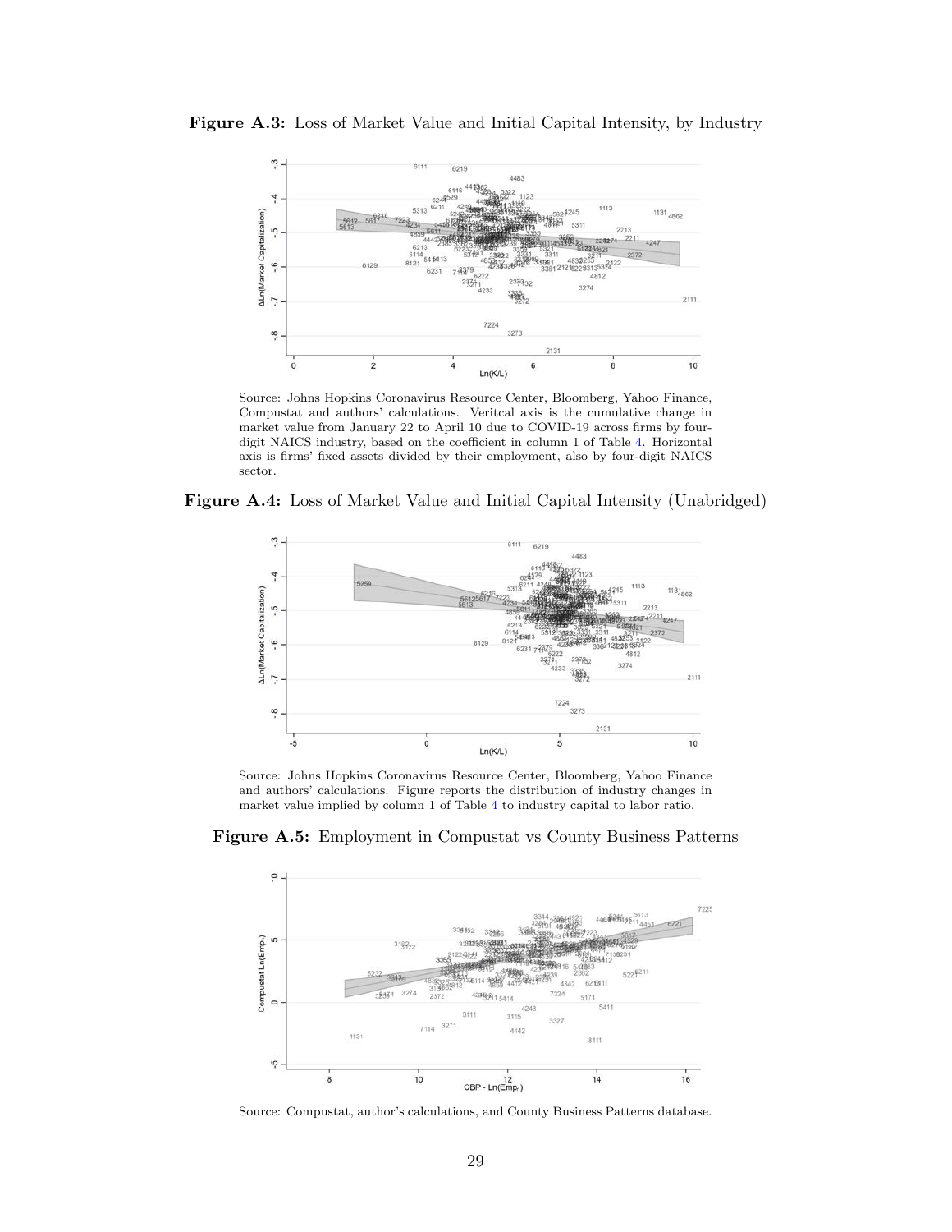**Figure A.3:** Loss of Market Value and Initial Capital Intensity, by Industry

Source: Johns Hopkins Coronavirus Resource Center, Bloomberg, Yahoo Finance, Compustat and authors' calculations. Veritcal axis is the cumulative change in market value from January 22 to April 10 due to COVID-19 across firms by four-digit NAICS industry, based on the coefficient in column 1 of Table 4. Horizontal axis is firms' fixed assets divided by their employment, also by four-digit NAICS sector.

**Figure A.4:** Loss of Market Value and Initial Capital Intensity (Unabridged)

Source: Johns Hopkins Coronavirus Resource Center, Bloomberg, Yahoo Finance and authors' calculations. Figure reports the distribution of industry changes in market value implied by column 1 of Table 4 to industry capital to labor ratio.

**Figure A.5:** Employment in Compustat vs County Business Patterns

Source: Compustat, author's calculations, and County Business Patterns database.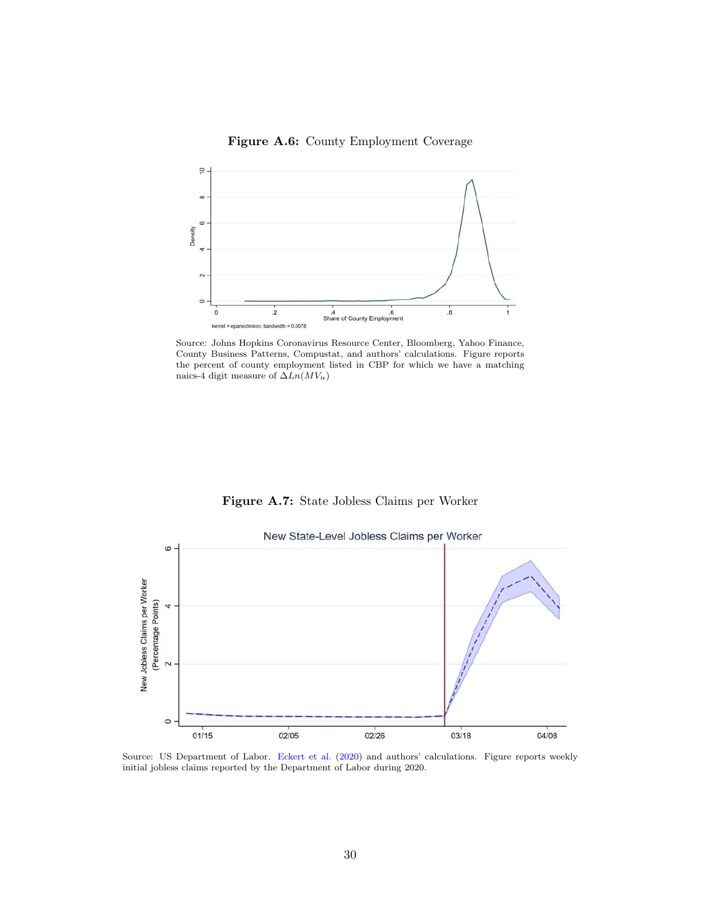**Figure A.6:** County Employment Coverage

Source: Johns Hopkins Coronavirus Resource Center, Bloomberg, Yahoo Finance, County Business Patterns, Compustat, and authors' calculations. Figure reports the percent of county employment listed in CBP for which we have a matching naics-4 digit measure of $\Delta Ln(MV_n)$

**Figure A.7:** State Jobless Claims per Worker

Source: US Department of Labor. Eckert et al. (2020) and authors' calculations. Figure reports weekly initial jobless claims reported by the Department of Labor during 2020.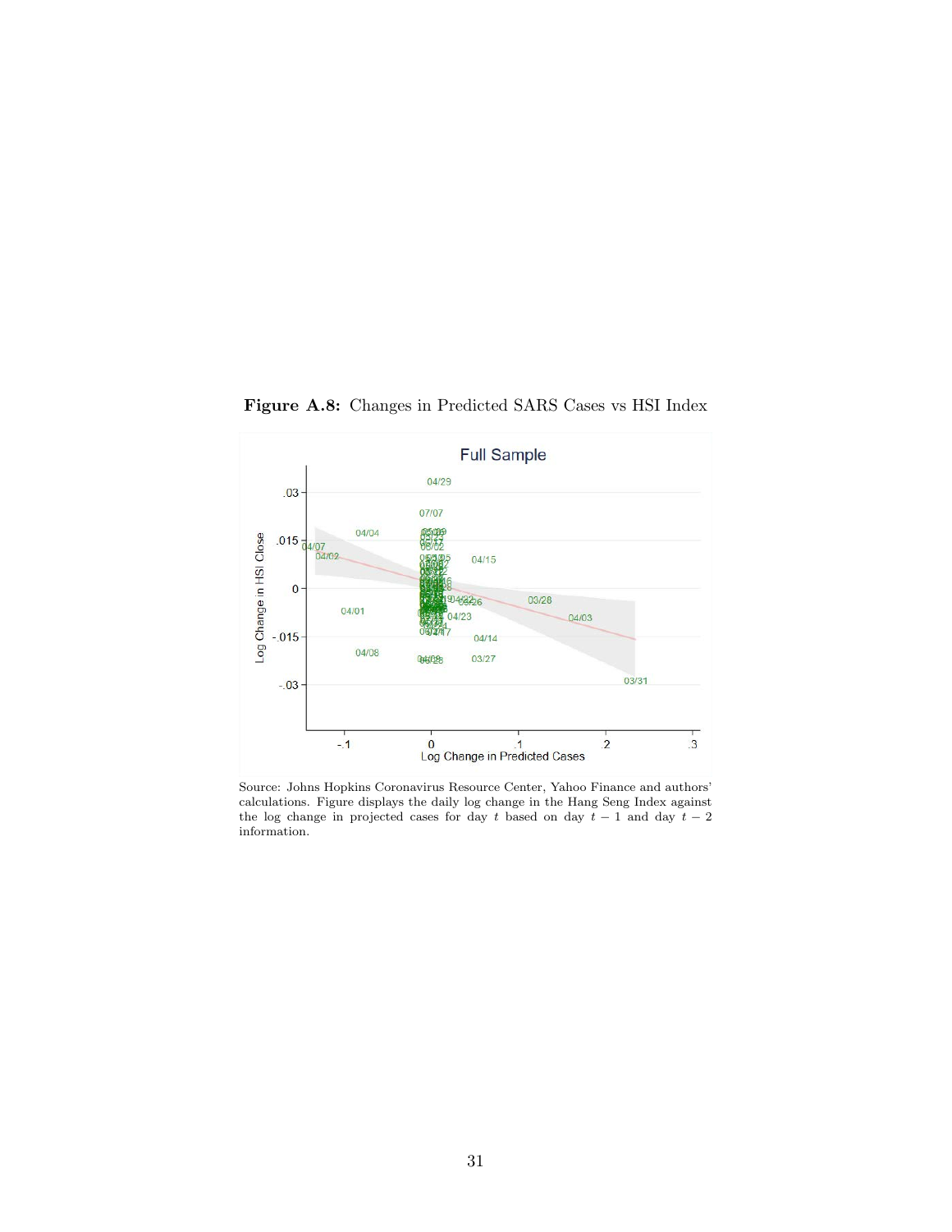**Figure A.8:** Changes in Predicted SARS Cases vs HSI Index

Full Sample

Log Change in HSI Close

.03

.015

0

-.015

-.03

Log Change in Predicted Cases

-.1

0

.1

.2

.3

04/29

07/07

04/04

04/07

04/02

04/15

03/28

03/26

04/23

04/03

04/01

04/14

04/08

03/27

03/31

Source: Johns Hopkins Coronavirus Resource Center, Yahoo Finance and authors' calculations. Figure displays the daily log change in the Hang Seng Index against the log change in projected cases for day $t$ based on day $t-1$ and day $t-2$ information.